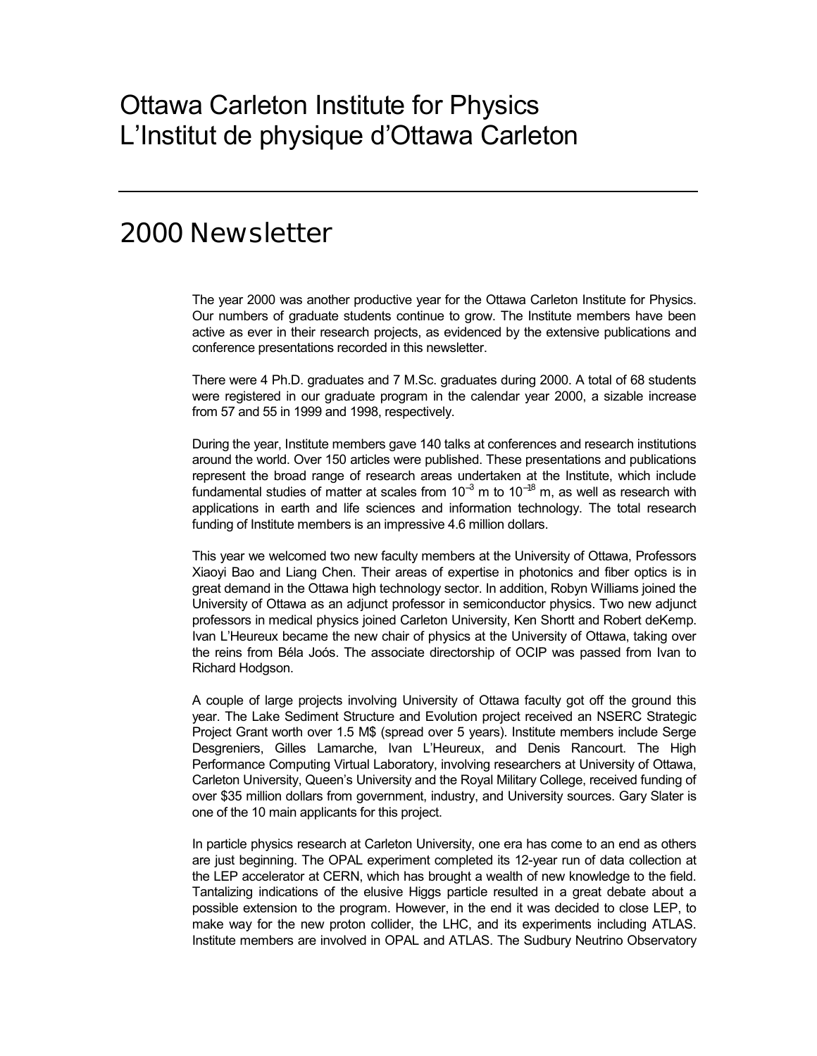# Ottawa Carleton Institute for Physics
# L'Institut de physique d'Ottawa Carleton

---

## 2000 Newsletter

The year 2000 was another productive year for the Ottawa Carleton Institute for Physics. Our numbers of graduate students continue to grow. The Institute members have been active as ever in their research projects, as evidenced by the extensive publications and conference presentations recorded in this newsletter.

There were 4 Ph.D. graduates and 7 M.Sc. graduates during 2000. A total of 68 students were registered in our graduate program in the calendar year 2000, a sizable increase from 57 and 55 in 1999 and 1998, respectively.

During the year, Institute members gave 140 talks at conferences and research institutions around the world. Over 150 articles were published. These presentations and publications represent the broad range of research areas undertaken at the Institute, which include fundamental studies of matter at scales from $10^{-3}$ m to $10^{-18}$ m, as well as research with applications in earth and life sciences and information technology. The total research funding of Institute members is an impressive 4.6 million dollars.

This year we welcomed two new faculty members at the University of Ottawa, Professors Xiaoyi Bao and Liang Chen. Their areas of expertise in photonics and fiber optics is in great demand in the Ottawa high technology sector. In addition, Robyn Williams joined the University of Ottawa as an adjunct professor in semiconductor physics. Two new adjunct professors in medical physics joined Carleton University, Ken Shortt and Robert deKemp. Ivan L'Heureux became the new chair of physics at the University of Ottawa, taking over the reins from Béla Joós. The associate directorship of OCIP was passed from Ivan to Richard Hodgson.

A couple of large projects involving University of Ottawa faculty got off the ground this year. The Lake Sediment Structure and Evolution project received an NSERC Strategic Project Grant worth over 1.5 M$ (spread over 5 years). Institute members include Serge Desgreniers, Gilles Lamarche, Ivan L'Heureux, and Denis Rancourt. The High Performance Computing Virtual Laboratory, involving researchers at University of Ottawa, Carleton University, Queen's University and the Royal Military College, received funding of over $35 million dollars from government, industry, and University sources. Gary Slater is one of the 10 main applicants for this project.

In particle physics research at Carleton University, one era has come to an end as others are just beginning. The OPAL experiment completed its 12-year run of data collection at the LEP accelerator at CERN, which has brought a wealth of new knowledge to the field. Tantalizing indications of the elusive Higgs particle resulted in a great debate about a possible extension to the program. However, in the end it was decided to close LEP, to make way for the new proton collider, the LHC, and its experiments including ATLAS. Institute members are involved in OPAL and ATLAS. The Sudbury Neutrino Observatory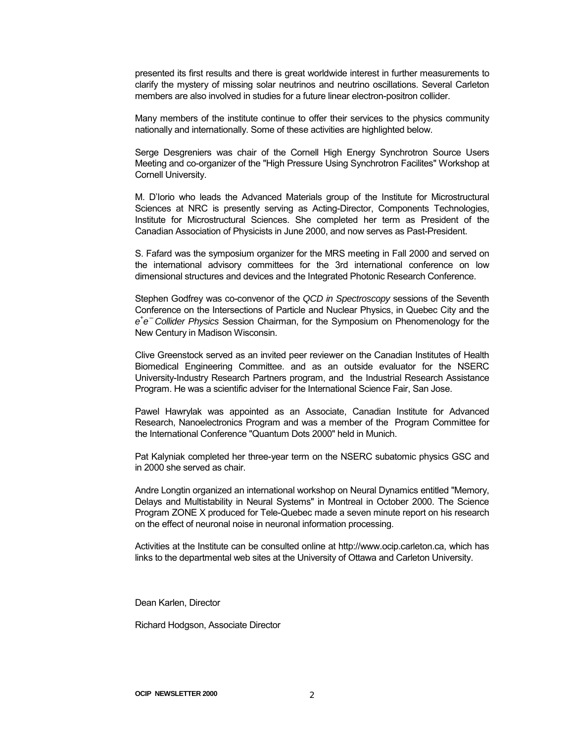presented its first results and there is great worldwide interest in further measurements to clarify the mystery of missing solar neutrinos and neutrino oscillations. Several Carleton members are also involved in studies for a future linear electron-positron collider.

Many members of the institute continue to offer their services to the physics community nationally and internationally. Some of these activities are highlighted below.

Serge Desgreniers was chair of the Cornell High Energy Synchrotron Source Users Meeting and co-organizer of the "High Pressure Using Synchrotron Facilites" Workshop at Cornell University.

M. D'Iorio who leads the Advanced Materials group of the Institute for Microstructural Sciences at NRC is presently serving as Acting-Director, Components Technologies, Institute for Microstructural Sciences. She completed her term as President of the Canadian Association of Physicists in June 2000, and now serves as Past-President.

S. Fafard was the symposium organizer for the MRS meeting in Fall 2000 and served on the international advisory committees for the 3rd international conference on low dimensional structures and devices and the Integrated Photonic Research Conference.

Stephen Godfrey was co-convenor of the *QCD in Spectroscopy* sessions of the Seventh Conference on the Intersections of Particle and Nuclear Physics, in Quebec City and the $e^+e^-$ *Collider Physics* Session Chairman, for the Symposium on Phenomenology for the New Century in Madison Wisconsin.

Clive Greenstock served as an invited peer reviewer on the Canadian Institutes of Health Biomedical Engineering Committee. and as an outside evaluator for the NSERC University-Industry Research Partners program, and the Industrial Research Assistance Program. He was a scientific adviser for the International Science Fair, San Jose.

Pawel Hawrylak was appointed as an Associate, Canadian Institute for Advanced Research, Nanoelectronics Program and was a member of the Program Committee for the International Conference "Quantum Dots 2000" held in Munich.

Pat Kalyniak completed her three-year term on the NSERC subatomic physics GSC and in 2000 she served as chair.

Andre Longtin organized an international workshop on Neural Dynamics entitled "Memory, Delays and Multistability in Neural Systems" in Montreal in October 2000. The Science Program ZONE X produced for Tele-Quebec made a seven minute report on his research on the effect of neuronal noise in neuronal information processing.

Activities at the Institute can be consulted online at http://www.ocip.carleton.ca, which has links to the departmental web sites at the University of Ottawa and Carleton University.

Dean Karlen, Director

Richard Hodgson, Associate Director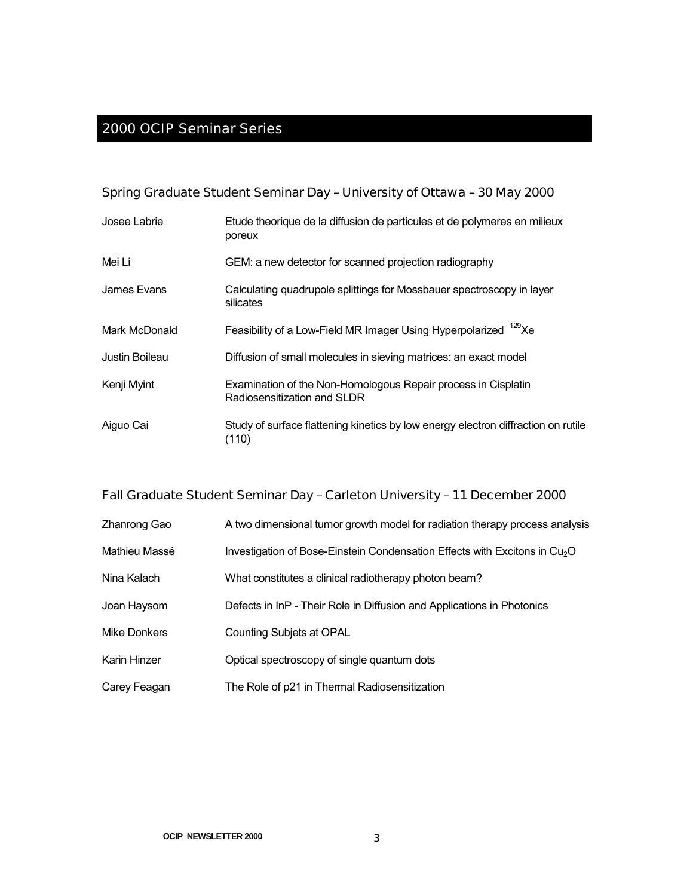# 2000 OCIP Seminar Series

## Spring Graduate Student Seminar Day – University of Ottawa – 30 May 2000

| | |
|---|---|
| Josee Labrie | Etude theorique de la diffusion de particules et de polymeres en milieux poreux |
| Mei Li | GEM: a new detector for scanned projection radiography |
| James Evans | Calculating quadrupole splittings for Mossbauer spectroscopy in layer silicates |
| Mark McDonald | Feasibility of a Low-Field MR Imager Using Hyperpolarized $^{129}$Xe |
| Justin Boileau | Diffusion of small molecules in sieving matrices: an exact model |
| Kenji Myint | Examination of the Non-Homologous Repair process in Cisplatin Radiosensitization and SLDR |
| Aiguo Cai | Study of surface flattening kinetics by low energy electron diffraction on rutile (110) |

## Fall Graduate Student Seminar Day – Carleton University – 11 December 2000

| | |
|---|---|
| Zhanrong Gao | A two dimensional tumor growth model for radiation therapy process analysis |
| Mathieu Massé | Investigation of Bose-Einstein Condensation Effects with Excitons in $Cu_2O$ |
| Nina Kalach | What constitutes a clinical radiotherapy photon beam? |
| Joan Haysom | Defects in InP - Their Role in Diffusion and Applications in Photonics |
| Mike Donkers | Counting Subjets at OPAL |
| Karin Hinzer | Optical spectroscopy of single quantum dots |
| Carey Feagan | The Role of p21 in Thermal Radiosensitization |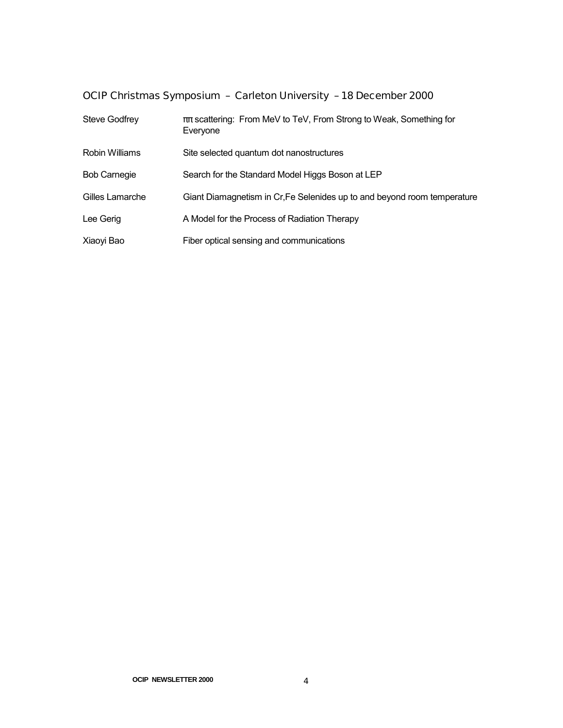## OCIP Christmas Symposium – Carleton University – 18 December 2000

| | |
|---|---|
| Steve Godfrey | $\pi\pi$ scattering: From MeV to TeV, From Strong to Weak, Something for Everyone |
| Robin Williams | Site selected quantum dot nanostructures |
| Bob Carnegie | Search for the Standard Model Higgs Boson at LEP |
| Gilles Lamarche | Giant Diamagnetism in Cr,Fe Selenides up to and beyond room temperature |
| Lee Gerig | A Model for the Process of Radiation Therapy |
| Xiaoyi Bao | Fiber optical sensing and communications |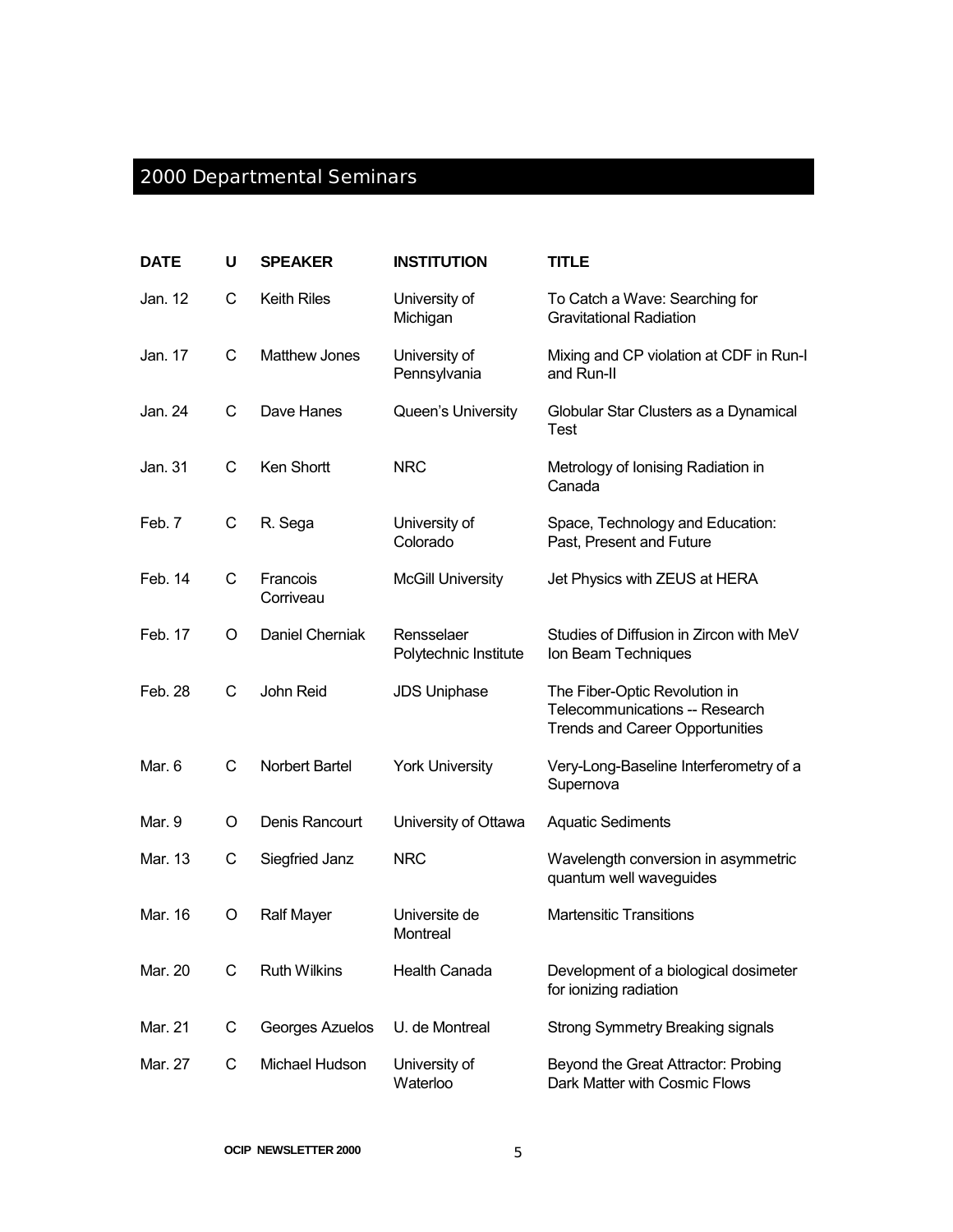## 2000 Departmental Seminars

| DATE | U | SPEAKER | INSTITUTION | TITLE |
|---|---|---|---|---|
| Jan. 12 | C | Keith Riles | University of Michigan | To Catch a Wave: Searching for Gravitational Radiation |
| Jan. 17 | C | Matthew Jones | University of Pennsylvania | Mixing and CP violation at CDF in Run-I and Run-II |
| Jan. 24 | C | Dave Hanes | Queen's University | Globular Star Clusters as a Dynamical Test |
| Jan. 31 | C | Ken Shortt | NRC | Metrology of Ionising Radiation in Canada |
| Feb. 7 | C | R. Sega | University of Colorado | Space, Technology and Education: Past, Present and Future |
| Feb. 14 | C | Francois Corriveau | McGill University | Jet Physics with ZEUS at HERA |
| Feb. 17 | O | Daniel Cherniak | Rensselaer Polytechnic Institute | Studies of Diffusion in Zircon with MeV Ion Beam Techniques |
| Feb. 28 | C | John Reid | JDS Uniphase | The Fiber-Optic Revolution in Telecommunications -- Research Trends and Career Opportunities |
| Mar. 6 | C | Norbert Bartel | York University | Very-Long-Baseline Interferometry of a Supernova |
| Mar. 9 | O | Denis Rancourt | University of Ottawa | Aquatic Sediments |
| Mar. 13 | C | Siegfried Janz | NRC | Wavelength conversion in asymmetric quantum well waveguides |
| Mar. 16 | O | Ralf Mayer | Universite de Montreal | Martensitic Transitions |
| Mar. 20 | C | Ruth Wilkins | Health Canada | Development of a biological dosimeter for ionizing radiation |
| Mar. 21 | C | Georges Azuelos | U. de Montreal | Strong Symmetry Breaking signals |
| Mar. 27 | C | Michael Hudson | University of Waterloo | Beyond the Great Attractor: Probing Dark Matter with Cosmic Flows |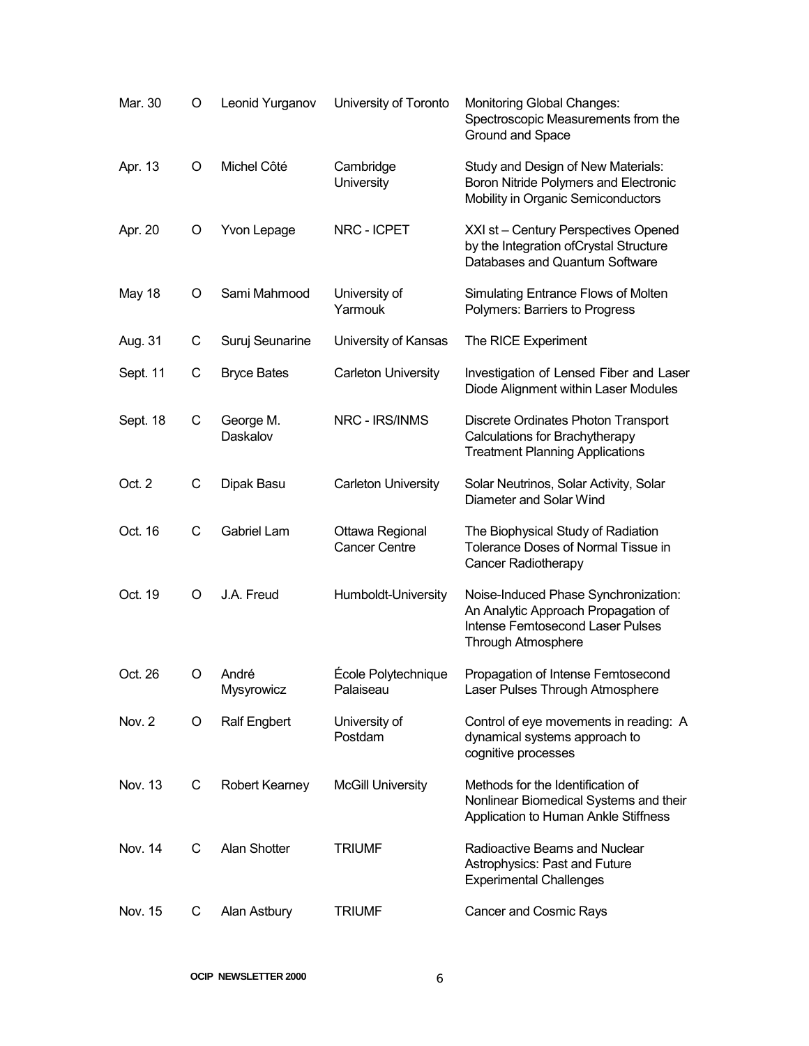| | | | | |
|---|---|---|---|---|
| Mar. 30 | O | Leonid Yurganov | University of Toronto | Monitoring Global Changes: Spectroscopic Measurements from the Ground and Space |
| Apr. 13 | O | Michel Côté | Cambridge University | Study and Design of New Materials: Boron Nitride Polymers and Electronic Mobility in Organic Semiconductors |
| Apr. 20 | O | Yvon Lepage | NRC - ICPET | XXI st – Century Perspectives Opened by the Integration ofCrystal Structure Databases and Quantum Software |
| May 18 | O | Sami Mahmood | University of Yarmouk | Simulating Entrance Flows of Molten Polymers: Barriers to Progress |
| Aug. 31 | C | Suruj Seunarine | University of Kansas | The RICE Experiment |
| Sept. 11 | C | Bryce Bates | Carleton University | Investigation of Lensed Fiber and Laser Diode Alignment within Laser Modules |
| Sept. 18 | C | George M. Daskalov | NRC - IRS/INMS | Discrete Ordinates Photon Transport Calculations for Brachytherapy Treatment Planning Applications |
| Oct. 2 | C | Dipak Basu | Carleton University | Solar Neutrinos, Solar Activity, Solar Diameter and Solar Wind |
| Oct. 16 | C | Gabriel Lam | Ottawa Regional Cancer Centre | The Biophysical Study of Radiation Tolerance Doses of Normal Tissue in Cancer Radiotherapy |
| Oct. 19 | O | J.A. Freud | Humboldt-University | Noise-Induced Phase Synchronization: An Analytic Approach Propagation of Intense Femtosecond Laser Pulses Through Atmosphere |
| Oct. 26 | O | André Mysyrowicz | École Polytechnique Palaiseau | Propagation of Intense Femtosecond Laser Pulses Through Atmosphere |
| Nov. 2 | O | Ralf Engbert | University of Postdam | Control of eye movements in reading: A dynamical systems approach to cognitive processes |
| Nov. 13 | C | Robert Kearney | McGill University | Methods for the Identification of Nonlinear Biomedical Systems and their Application to Human Ankle Stiffness |
| Nov. 14 | C | Alan Shotter | TRIUMF | Radioactive Beams and Nuclear Astrophysics: Past and Future Experimental Challenges |
| Nov. 15 | C | Alan Astbury | TRIUMF | Cancer and Cosmic Rays |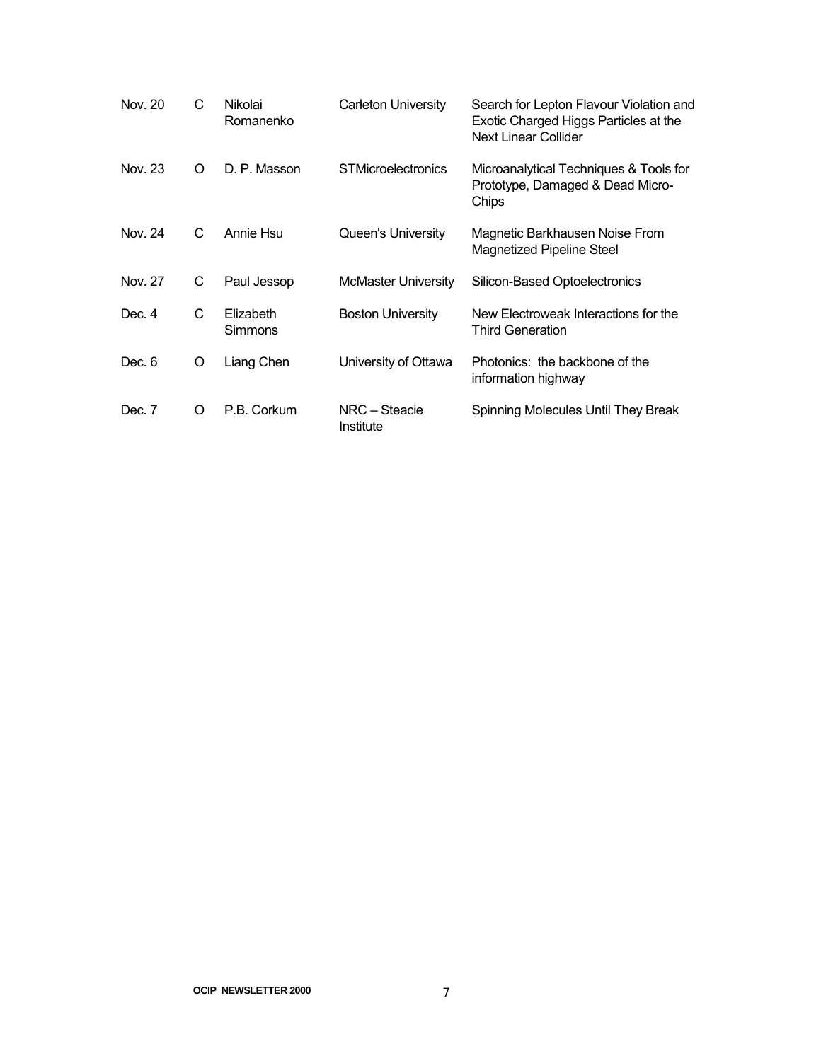| | | | | |
|---|---|---|---|---|
| Nov. 20 | C | Nikolai Romanenko | Carleton University | Search for Lepton Flavour Violation and Exotic Charged Higgs Particles at the Next Linear Collider |
| Nov. 23 | O | D. P. Masson | STMicroelectronics | Microanalytical Techniques & Tools for Prototype, Damaged & Dead Micro-Chips |
| Nov. 24 | C | Annie Hsu | Queen's University | Magnetic Barkhausen Noise From Magnetized Pipeline Steel |
| Nov. 27 | C | Paul Jessop | McMaster University | Silicon-Based Optoelectronics |
| Dec. 4 | C | Elizabeth Simmons | Boston University | New Electroweak Interactions for the Third Generation |
| Dec. 6 | O | Liang Chen | University of Ottawa | Photonics: the backbone of the information highway |
| Dec. 7 | O | P.B. Corkum | NRC – Steacie Institute | Spinning Molecules Until They Break |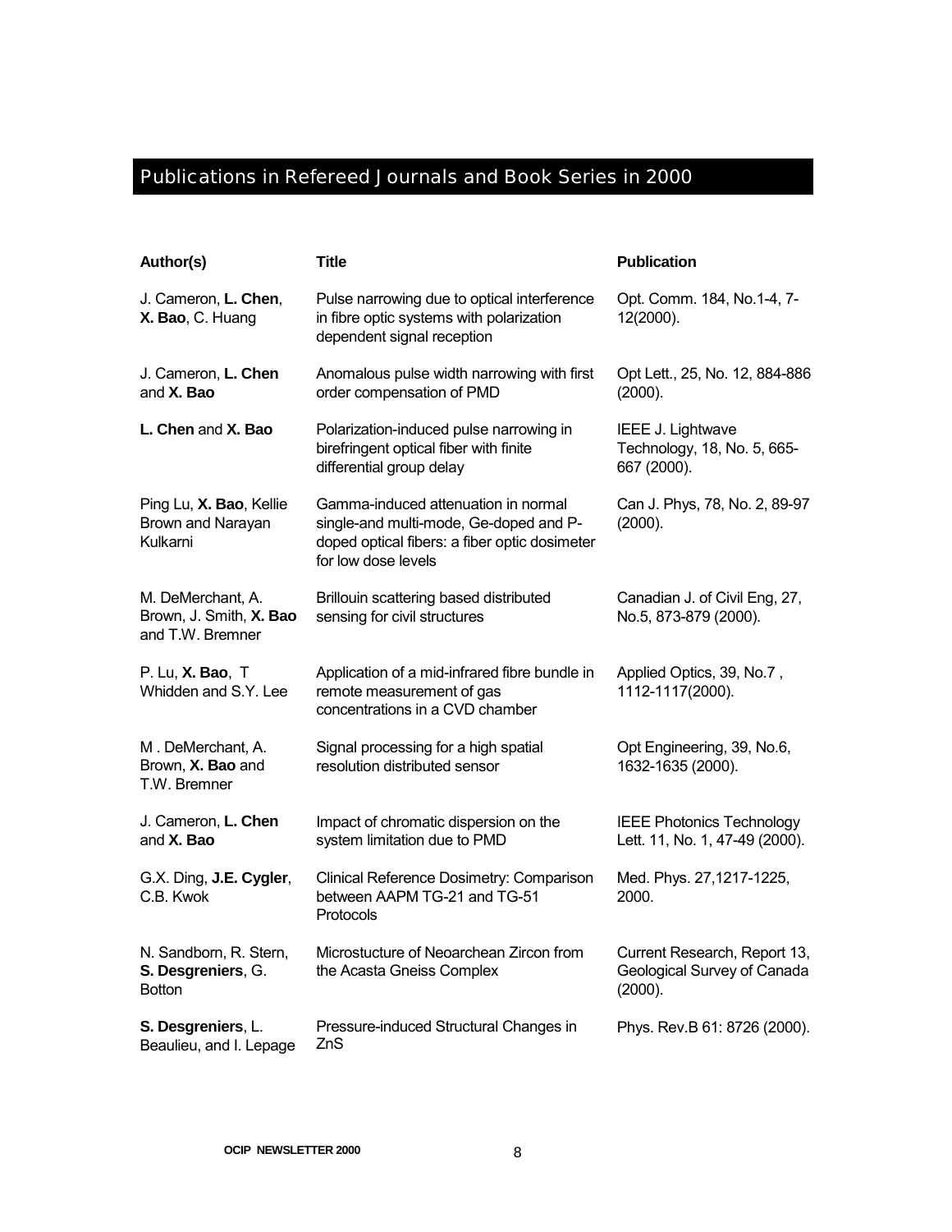## Publications in Refereed Journals and Book Series in 2000

| Author(s) | Title | Publication |
|---|---|---|
| J. Cameron, **L. Chen**, **X. Bao**, C. Huang | Pulse narrowing due to optical interference in fibre optic systems with polarization dependent signal reception | Opt. Comm. 184, No.1-4, 7-12(2000). |
| J. Cameron, **L. Chen** and **X. Bao** | Anomalous pulse width narrowing with first order compensation of PMD | Opt Lett., 25, No. 12, 884-886 (2000). |
| **L. Chen** and **X. Bao** | Polarization-induced pulse narrowing in birefringent optical fiber with finite differential group delay | IEEE J. Lightwave Technology, 18, No. 5, 665-667 (2000). |
| Ping Lu, **X. Bao**, Kellie Brown and Narayan Kulkarni | Gamma-induced attenuation in normal single-and multi-mode, Ge-doped and P-doped optical fibers: a fiber optic dosimeter for low dose levels | Can J. Phys, 78, No. 2, 89-97 (2000). |
| M. DeMerchant, A. Brown, J. Smith, **X. Bao** and T.W. Bremner | Brillouin scattering based distributed sensing for civil structures | Canadian J. of Civil Eng, 27, No.5, 873-879 (2000). |
| P. Lu, **X. Bao**, T Whidden and S.Y. Lee | Application of a mid-infrared fibre bundle in remote measurement of gas concentrations in a CVD chamber | Applied Optics, 39, No.7 , 1112-1117(2000). |
| M . DeMerchant, A. Brown, **X. Bao** and T.W. Bremner | Signal processing for a high spatial resolution distributed sensor | Opt Engineering, 39, No.6, 1632-1635 (2000). |
| J. Cameron, **L. Chen** and **X. Bao** | Impact of chromatic dispersion on the system limitation due to PMD | IEEE Photonics Technology Lett. 11, No. 1, 47-49 (2000). |
| G.X. Ding, **J.E. Cygler**, C.B. Kwok | Clinical Reference Dosimetry: Comparison between AAPM TG-21 and TG-51 Protocols | Med. Phys. 27,1217-1225, 2000. |
| N. Sandborn, R. Stern, **S. Desgreniers**, G. Botton | Microstucture of Neoarchean Zircon from the Acasta Gneiss Complex | Current Research, Report 13, Geological Survey of Canada (2000). |
| **S. Desgreniers**, L. Beaulieu, and I. Lepage | Pressure-induced Structural Changes in ZnS | Phys. Rev.B 61: 8726 (2000). |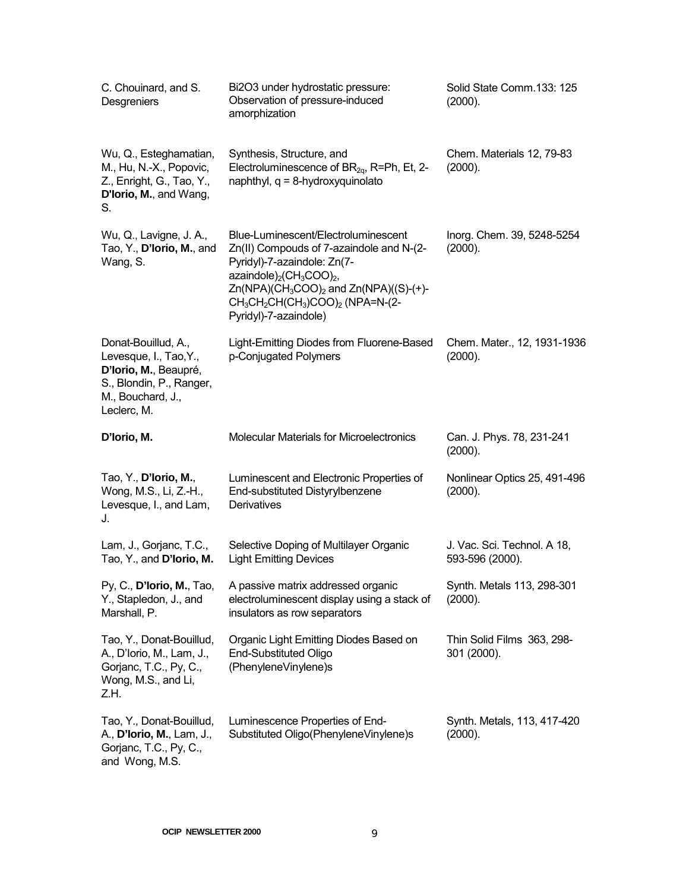| | | |
|---|---|---|
| C. Chouinard, and S. Desgreniers | Bi2O3 under hydrostatic pressure: Observation of pressure-induced amorphization | Solid State Comm.133: 125 (2000). |
| Wu, Q., Esteghamatian, M., Hu, N.-X., Popovic, Z., Enright, G., Tao, Y., **D'Iorio, M.**, and Wang, S. | Synthesis, Structure, and Electroluminescence of $BR_{2q}$, R=Ph, Et, 2-naphthyl, q = 8-hydroxyquinolato | Chem. Materials 12, 79-83 (2000). |
| Wu, Q., Lavigne, J. A., Tao, Y., **D'Iorio, M.**, and Wang, S. | Blue-Luminescent/Electroluminescent Zn(II) Compouds of 7-azaindole and N-(2-Pyridyl)-7-azaindole: Zn(7-azaindole)$_2$($CH_3COO$)$_2$, Zn(NPA)($CH_3COO$)$_2$ and Zn(NPA)((S)-(+)-$CH_3CH_2CH(CH_3)COO$)$_2$ (NPA=N-(2-Pyridyl)-7-azaindole) | Inorg. Chem. 39, 5248-5254 (2000). |
| Donat-Bouillud, A., Levesque, I., Tao,Y., **D'Iorio, M.**, Beaupré, S., Blondin, P., Ranger, M., Bouchard, J., Leclerc, M. | Light-Emitting Diodes from Fluorene-Based p-Conjugated Polymers | Chem. Mater., 12, 1931-1936 (2000). |
| **D'Iorio, M.** | Molecular Materials for Microelectronics | Can. J. Phys. 78, 231-241 (2000). |
| Tao, Y., **D'Iorio, M.**, Wong, M.S., Li, Z.-H., Levesque, I., and Lam, J. | Luminescent and Electronic Properties of End-substituted Distyrylbenzene Derivatives | Nonlinear Optics 25, 491-496 (2000). |
| Lam, J., Gorjanc, T.C., Tao, Y., and **D'Iorio, M.** | Selective Doping of Multilayer Organic Light Emitting Devices | J. Vac. Sci. Technol. A 18, 593-596 (2000). |
| Py, C., **D'Iorio, M.**, Tao, Y., Stapledon, J., and Marshall, P. | A passive matrix addressed organic electroluminescent display using a stack of insulators as row separators | Synth. Metals 113, 298-301 (2000). |
| Tao, Y., Donat-Bouillud, A., D'Iorio, M., Lam, J., Gorjanc, T.C., Py, C., Wong, M.S., and Li, Z.H. | Organic Light Emitting Diodes Based on End-Substituted Oligo (PhenyleneVinylene)s | Thin Solid Films 363, 298-301 (2000). |
| Tao, Y., Donat-Bouillud, A., **D'Iorio, M.**, Lam, J., Gorjanc, T.C., Py, C., and Wong, M.S. | Luminescence Properties of End-Substituted Oligo(PhenyleneVinylene)s | Synth. Metals, 113, 417-420 (2000). |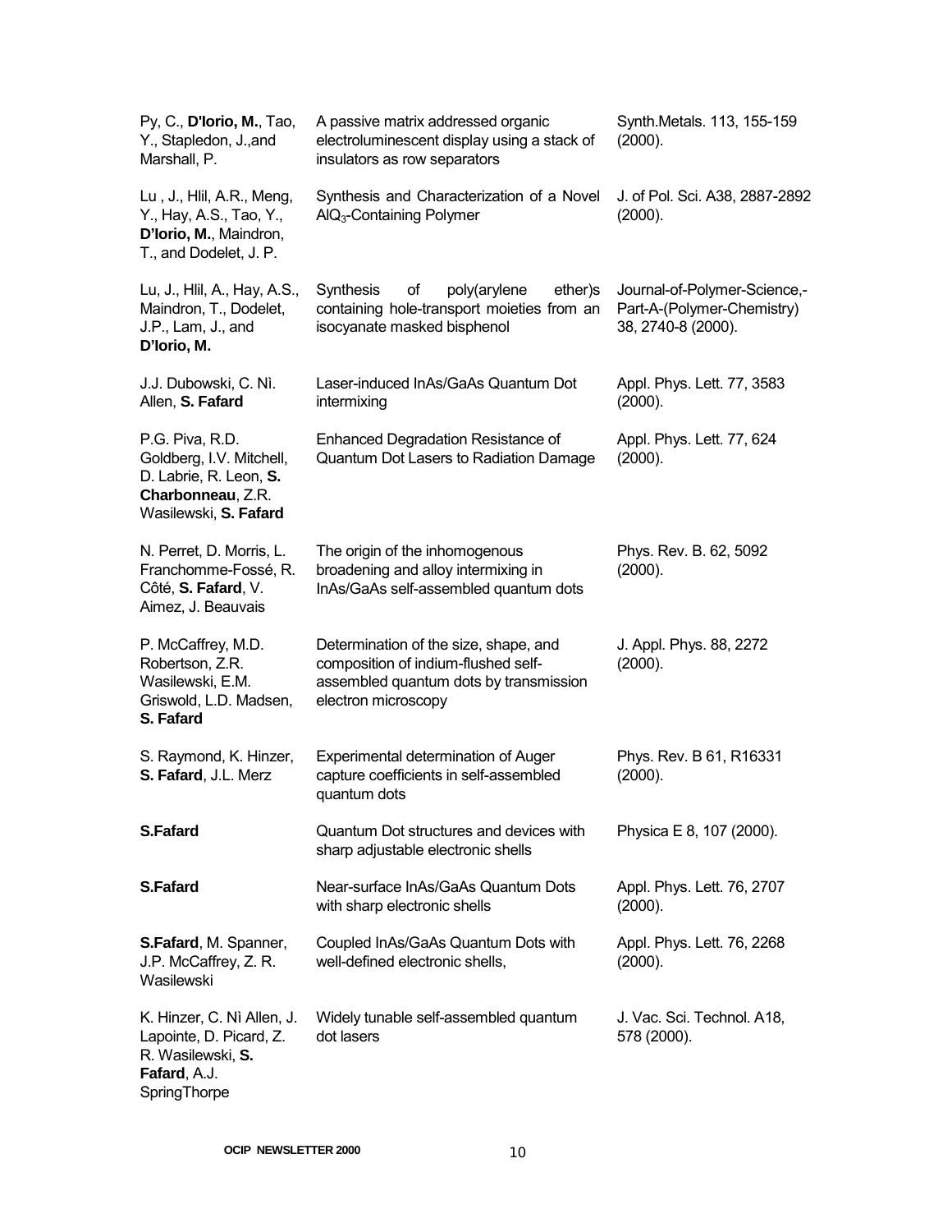| | | |
|---|---|---|
| Py, C., **D'Iorio, M.**, Tao, Y., Stapledon, J.,and Marshall, P. | A passive matrix addressed organic electroluminescent display using a stack of insulators as row separators | Synth.Metals. 113, 155-159 (2000). |
| Lu , J., Hlil, A.R., Meng, Y., Hay, A.S., Tao, Y., **D'Iorio, M.**, Maindron, T., and Dodelet, J. P. | Synthesis and Characterization of a Novel $AlQ_3$-Containing Polymer | J. of Pol. Sci. A38, 2887-2892 (2000). |
| Lu, J., Hlil, A., Hay, A.S., Maindron, T., Dodelet, J.P., Lam, J., and **D'Iorio, M.** | Synthesis of poly(arylene ether)s containing hole-transport moieties from an isocyanate masked bisphenol | Journal-of-Polymer-Science,-Part-A-(Polymer-Chemistry) 38, 2740-8 (2000). |
| J.J. Dubowski, C. Nì. Allen, **S. Fafard** | Laser-induced InAs/GaAs Quantum Dot intermixing | Appl. Phys. Lett. 77, 3583 (2000). |
| P.G. Piva, R.D. Goldberg, I.V. Mitchell, D. Labrie, R. Leon, **S. Charbonneau**, Z.R. Wasilewski, **S. Fafard** | Enhanced Degradation Resistance of Quantum Dot Lasers to Radiation Damage | Appl. Phys. Lett. 77, 624 (2000). |
| N. Perret, D. Morris, L. Franchomme-Fossé, R. Côté, **S. Fafard**, V. Aimez, J. Beauvais | The origin of the inhomogenous broadening and alloy intermixing in InAs/GaAs self-assembled quantum dots | Phys. Rev. B. 62, 5092 (2000). |
| P. McCaffrey, M.D. Robertson, Z.R. Wasilewski, E.M. Griswold, L.D. Madsen, **S. Fafard** | Determination of the size, shape, and composition of indium-flushed self-assembled quantum dots by transmission electron microscopy | J. Appl. Phys. 88, 2272 (2000). |
| S. Raymond, K. Hinzer, **S. Fafard**, J.L. Merz | Experimental determination of Auger capture coefficients in self-assembled quantum dots | Phys. Rev. B 61, R16331 (2000). |
| **S.Fafard** | Quantum Dot structures and devices with sharp adjustable electronic shells | Physica E 8, 107 (2000). |
| **S.Fafard** | Near-surface InAs/GaAs Quantum Dots with sharp electronic shells | Appl. Phys. Lett. 76, 2707 (2000). |
| **S.Fafard**, M. Spanner, J.P. McCaffrey, Z. R. Wasilewski | Coupled InAs/GaAs Quantum Dots with well-defined electronic shells, | Appl. Phys. Lett. 76, 2268 (2000). |
| K. Hinzer, C. Nì Allen, J. Lapointe, D. Picard, Z. R. Wasilewski, **S. Fafard**, A.J. SpringThorpe | Widely tunable self-assembled quantum dot lasers | J. Vac. Sci. Technol. A18, 578 (2000). |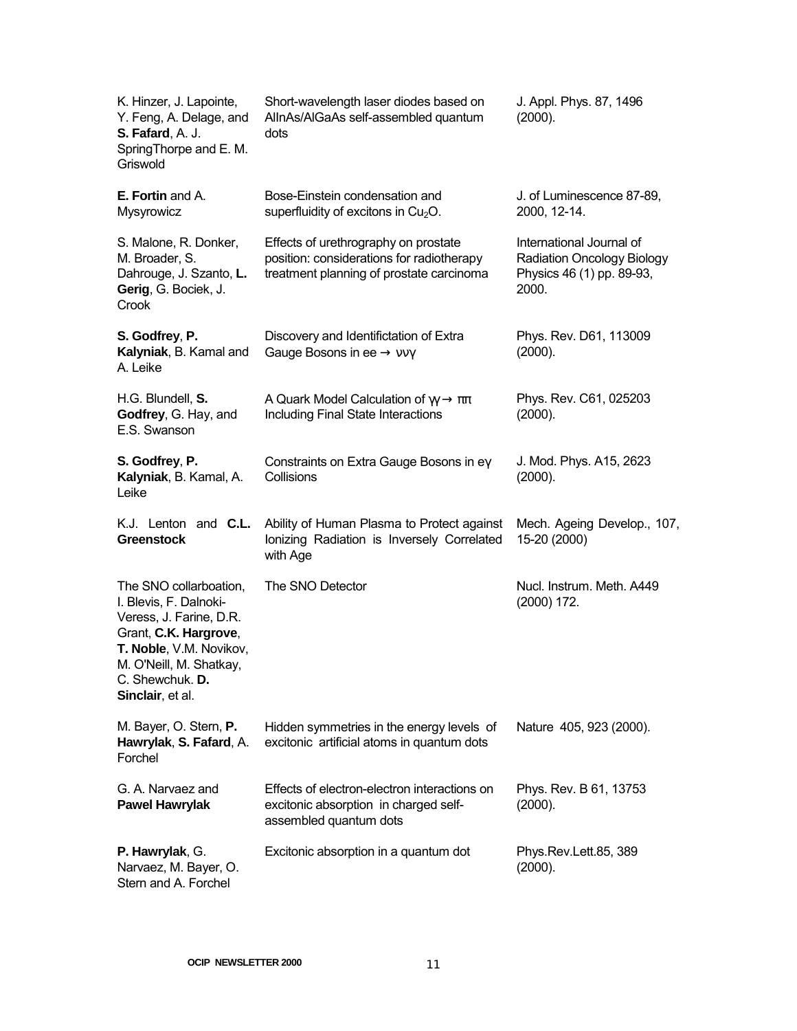| | | |
|---|---|---|
| K. Hinzer, J. Lapointe, Y. Feng, A. Delage, and **S. Fafard**, A. J. SpringThorpe and E. M. Griswold | Short-wavelength laser diodes based on AlInAs/AlGaAs self-assembled quantum dots | J. Appl. Phys. 87, 1496 (2000). |
| **E. Fortin** and A. Mysyrowicz | Bose-Einstein condensation and superfluidity of excitons in $Cu_2O$. | J. of Luminescence 87-89, 2000, 12-14. |
| S. Malone, R. Donker, M. Broader, S. Dahrouge, J. Szanto, **L. Gerig**, G. Bociek, J. Crook | Effects of urethrography on prostate position: considerations for radiotherapy treatment planning of prostate carcinoma | International Journal of Radiation Oncology Biology Physics 46 (1) pp. 89-93, 2000. |
| **S. Godfrey**, **P. Kalyniak**, B. Kamal and A. Leike | Discovery and Identifictation of Extra Gauge Bosons in ee $\rightarrow \nu\nu\gamma$ | Phys. Rev. D61, 113009 (2000). |
| H.G. Blundell, **S. Godfrey**, G. Hay, and E.S. Swanson | A Quark Model Calculation of $\gamma\gamma \rightarrow \pi\pi$ Including Final State Interactions | Phys. Rev. C61, 025203 (2000). |
| **S. Godfrey**, **P. Kalyniak**, B. Kamal, A. Leike | Constraints on Extra Gauge Bosons in e$\gamma$ Collisions | J. Mod. Phys. A15, 2623 (2000). |
| K.J. Lenton and **C.L. Greenstock** | Ability of Human Plasma to Protect against Ionizing Radiation is Inversely Correlated with Age | Mech. Ageing Develop., 107, 15-20 (2000) |
| The SNO collarboation, I. Blevis, F. Dalnoki-Veress, J. Farine, D.R. Grant, **C.K. Hargrove**, **T. Noble**, V.M. Novikov, M. O'Neill, M. Shatkay, C. Shewchuk. **D. Sinclair**, et al. | The SNO Detector | Nucl. Instrum. Meth. A449 (2000) 172. |
| M. Bayer, O. Stern, **P. Hawrylak**, **S. Fafard**, A. Forchel | Hidden symmetries in the energy levels of excitonic artificial atoms in quantum dots | Nature 405, 923 (2000). |
| G. A. Narvaez and **Pawel Hawrylak** | Effects of electron-electron interactions on excitonic absorption in charged self-assembled quantum dots | Phys. Rev. B 61, 13753 (2000). |
| **P. Hawrylak**, G. Narvaez, M. Bayer, O. Stern and A. Forchel | Excitonic absorption in a quantum dot | Phys.Rev.Lett.85, 389 (2000). |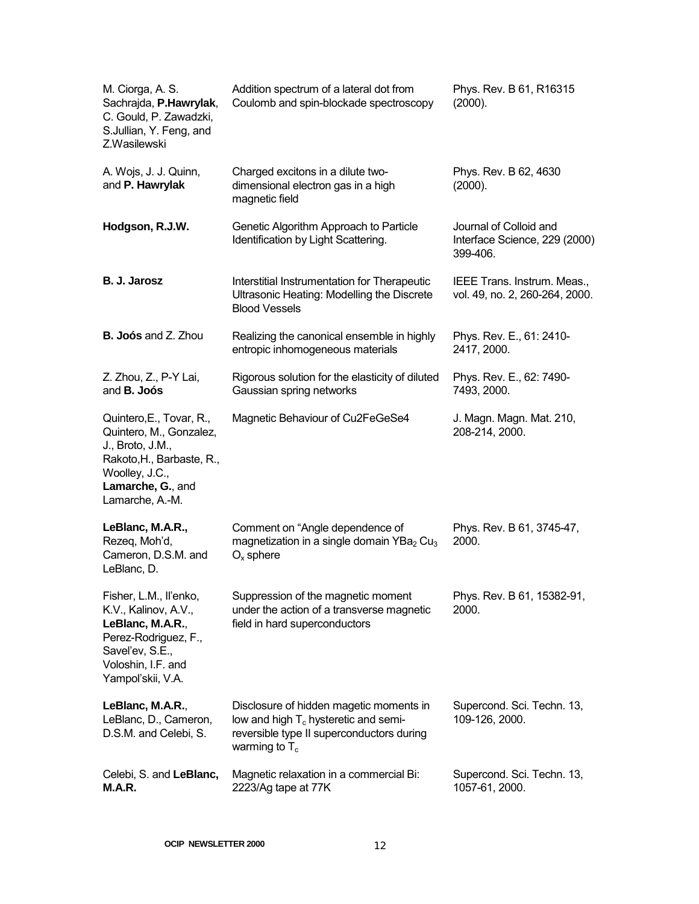| | | |
|---|---|---|
| M. Ciorga, A. S. Sachrajda, **P.Hawrylak**, C. Gould, P. Zawadzki, S.Jullian, Y. Feng, and Z.Wasilewski | Addition spectrum of a lateral dot from Coulomb and spin-blockade spectroscopy | Phys. Rev. B 61, R16315 (2000). |
| A. Wojs, J. J. Quinn, and **P. Hawrylak** | Charged excitons in a dilute two-dimensional electron gas in a high magnetic field | Phys. Rev. B 62, 4630 (2000). |
| **Hodgson, R.J.W.** | Genetic Algorithm Approach to Particle Identification by Light Scattering. | Journal of Colloid and Interface Science, 229 (2000) 399-406. |
| **B. J. Jarosz** | Interstitial Instrumentation for Therapeutic Ultrasonic Heating: Modelling the Discrete Blood Vessels | IEEE Trans. Instrum. Meas., vol. 49, no. 2, 260-264, 2000. |
| **B. Joós** and Z. Zhou | Realizing the canonical ensemble in highly entropic inhomogeneous materials | Phys. Rev. E., 61: 2410-2417, 2000. |
| Z. Zhou, Z., P-Y Lai, and **B. Joós** | Rigorous solution for the elasticity of diluted Gaussian spring networks | Phys. Rev. E., 62: 7490-7493, 2000. |
| Quintero,E., Tovar, R., Quintero, M., Gonzalez, J., Broto, J.M., Rakoto,H., Barbaste, R., Woolley, J.C., **Lamarche, G.**, and Lamarche, A.-M. | Magnetic Behaviour of Cu2FeGeSe4 | J. Magn. Magn. Mat. 210, 208-214, 2000. |
| **LeBlanc, M.A.R.,** Rezeq, Moh'd, Cameron, D.S.M. and LeBlanc, D. | Comment on "Angle dependence of magnetization in a single domain $YBa_2 Cu_3 O_x$ sphere | Phys. Rev. B 61, 3745-47, 2000. |
| Fisher, L.M., Il'enko, K.V., Kalinov, A.V., **LeBlanc, M.A.R.**, Perez-Rodriguez, F., Savel'ev, S.E., Voloshin, I.F. and Yampol'skii, V.A. | Suppression of the magnetic moment under the action of a transverse magnetic field in hard superconductors | Phys. Rev. B 61, 15382-91, 2000. |
| **LeBlanc, M.A.R.**, LeBlanc, D., Cameron, D.S.M. and Celebi, S. | Disclosure of hidden magetic moments in low and high $T_c$ hysteretic and semi-reversible type II superconductors during warming to $T_c$ | Supercond. Sci. Techn. 13, 109-126, 2000. |
| Celebi, S. and **LeBlanc, M.A.R.** | Magnetic relaxation in a commercial Bi: 2223/Ag tape at 77K | Supercond. Sci. Techn. 13, 1057-61, 2000. |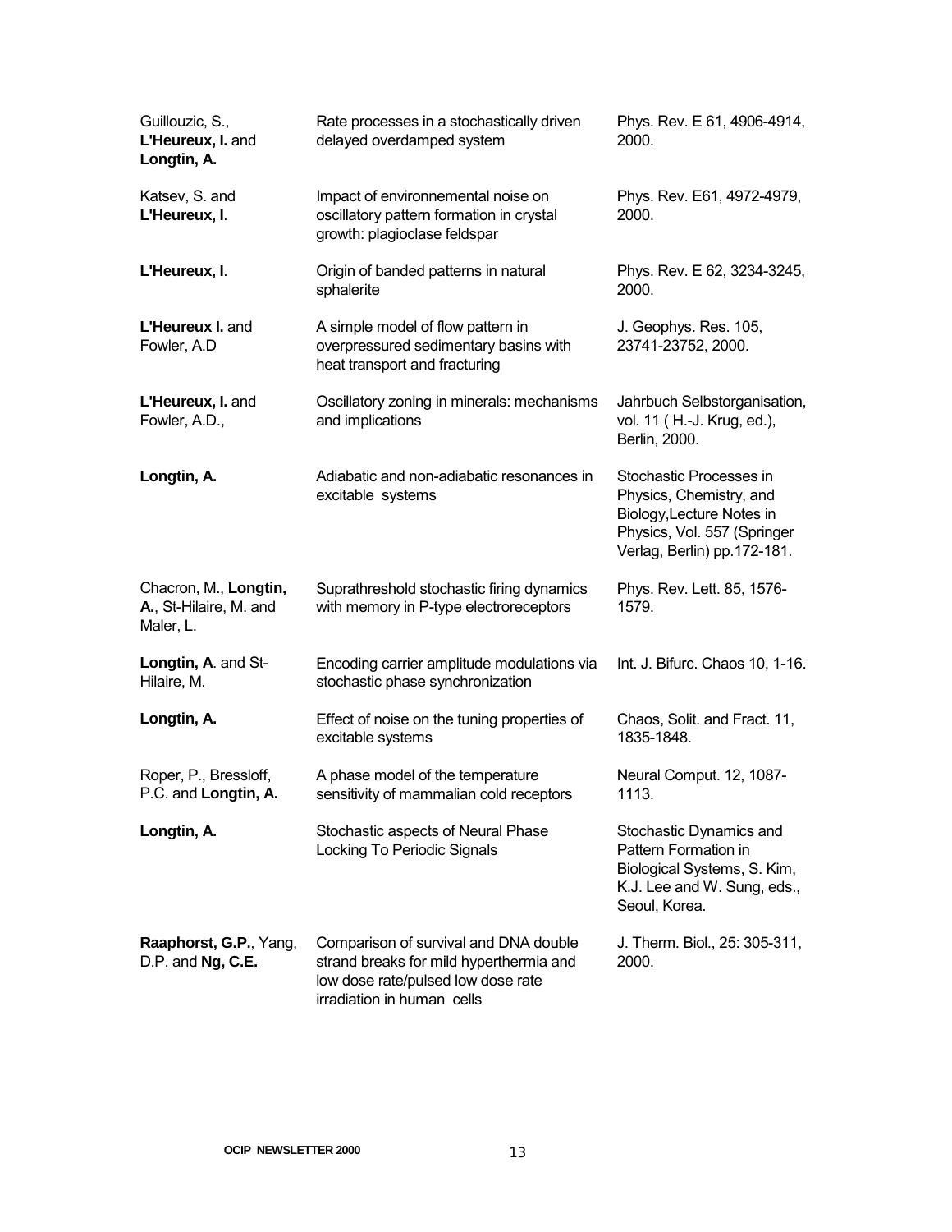| | | |
|---|---|---|
| Guillouzic, S., **L'Heureux, I.** and **Longtin, A.** | Rate processes in a stochastically driven delayed overdamped system | Phys. Rev. E 61, 4906-4914, 2000. |
| Katsev, S. and **L'Heureux, I**. | Impact of environnemental noise on oscillatory pattern formation in crystal growth: plagioclase feldspar | Phys. Rev. E61, 4972-4979, 2000. |
| **L'Heureux, I**. | Origin of banded patterns in natural sphalerite | Phys. Rev. E 62, 3234-3245, 2000. |
| **L'Heureux I.** and Fowler, A.D | A simple model of flow pattern in overpressured sedimentary basins with heat transport and fracturing | J. Geophys. Res. 105, 23741-23752, 2000. |
| **L'Heureux, I.** and Fowler, A.D., | Oscillatory zoning in minerals: mechanisms and implications | Jahrbuch Selbstorganisation, vol. 11 ( H.-J. Krug, ed.), Berlin, 2000. |
| **Longtin, A.** | Adiabatic and non-adiabatic resonances in excitable systems | Stochastic Processes in Physics, Chemistry, and Biology,Lecture Notes in Physics, Vol. 557 (Springer Verlag, Berlin) pp.172-181. |
| Chacron, M., **Longtin, A.**, St-Hilaire, M. and Maler, L. | Suprathreshold stochastic firing dynamics with memory in P-type electroreceptors | Phys. Rev. Lett. 85, 1576-1579. |
| **Longtin, A**. and St-Hilaire, M. | Encoding carrier amplitude modulations via stochastic phase synchronization | Int. J. Bifurc. Chaos 10, 1-16. |
| **Longtin, A.** | Effect of noise on the tuning properties of excitable systems | Chaos, Solit. and Fract. 11, 1835-1848. |
| Roper, P., Bressloff, P.C. and **Longtin, A.** | A phase model of the temperature sensitivity of mammalian cold receptors | Neural Comput. 12, 1087-1113. |
| **Longtin, A.** | Stochastic aspects of Neural Phase Locking To Periodic Signals | Stochastic Dynamics and Pattern Formation in Biological Systems, S. Kim, K.J. Lee and W. Sung, eds., Seoul, Korea. |
| **Raaphorst, G.P.**, Yang, D.P. and **Ng, C.E.** | Comparison of survival and DNA double strand breaks for mild hyperthermia and low dose rate/pulsed low dose rate irradiation in human cells | J. Therm. Biol., 25: 305-311, 2000. |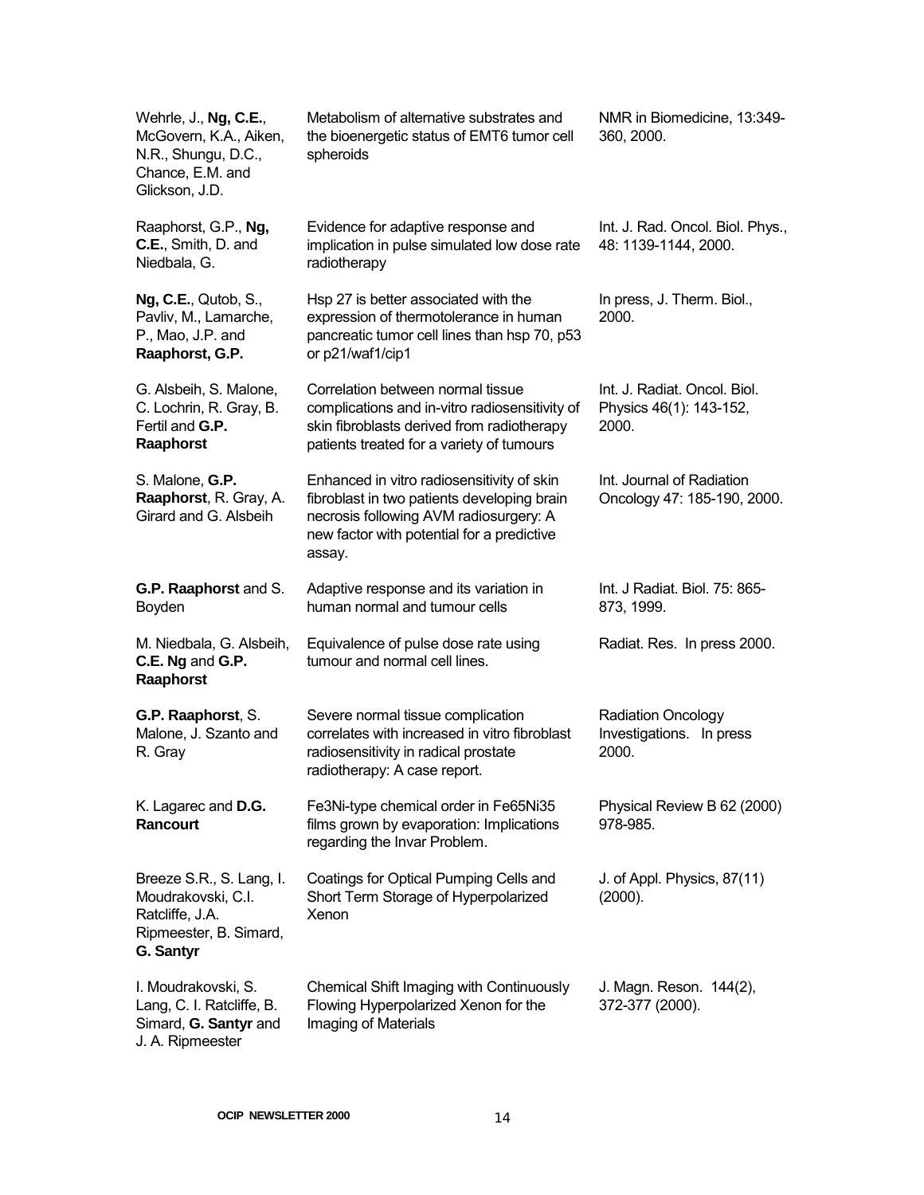| | | |
|---|---|---|
| Wehrle, J., **Ng, C.E.**, McGovern, K.A., Aiken, N.R., Shungu, D.C., Chance, E.M. and Glickson, J.D. | Metabolism of alternative substrates and the bioenergetic status of EMT6 tumor cell spheroids | NMR in Biomedicine, 13:349-360, 2000. |
| Raaphorst, G.P., **Ng, C.E.**, Smith, D. and Niedbala, G. | Evidence for adaptive response and implication in pulse simulated low dose rate radiotherapy | Int. J. Rad. Oncol. Biol. Phys., 48: 1139-1144, 2000. |
| **Ng, C.E.**, Qutob, S., Pavliv, M., Lamarche, P., Mao, J.P. and **Raaphorst, G.P.** | Hsp 27 is better associated with the expression of thermotolerance in human pancreatic tumor cell lines than hsp 70, p53 or p21/waf1/cip1 | In press, J. Therm. Biol., 2000. |
| G. Alsbeih, S. Malone, C. Lochrin, R. Gray, B. Fertil and **G.P. Raaphorst** | Correlation between normal tissue complications and in-vitro radiosensitivity of skin fibroblasts derived from radiotherapy patients treated for a variety of tumours | Int. J. Radiat. Oncol. Biol. Physics 46(1): 143-152, 2000. |
| S. Malone, **G.P. Raaphorst**, R. Gray, A. Girard and G. Alsbeih | Enhanced in vitro radiosensitivity of skin fibroblast in two patients developing brain necrosis following AVM radiosurgery: A new factor with potential for a predictive assay. | Int. Journal of Radiation Oncology 47: 185-190, 2000. |
| **G.P. Raaphorst** and S. Boyden | Adaptive response and its variation in human normal and tumour cells | Int. J Radiat. Biol. 75: 865-873, 1999. |
| M. Niedbala, G. Alsbeih, **C.E. Ng** and **G.P. Raaphorst** | Equivalence of pulse dose rate using tumour and normal cell lines. | Radiat. Res. In press 2000. |
| **G.P. Raaphorst**, S. Malone, J. Szanto and R. Gray | Severe normal tissue complication correlates with increased in vitro fibroblast radiosensitivity in radical prostate radiotherapy: A case report. | Radiation Oncology Investigations. In press 2000. |
| K. Lagarec and **D.G. Rancourt** | Fe3Ni-type chemical order in Fe65Ni35 films grown by evaporation: Implications regarding the Invar Problem. | Physical Review B 62 (2000) 978-985. |
| Breeze S.R., S. Lang, I. Moudrakovski, C.I. Ratcliffe, J.A. Ripmeester, B. Simard, **G. Santyr** | Coatings for Optical Pumping Cells and Short Term Storage of Hyperpolarized Xenon | J. of Appl. Physics, 87(11) (2000). |
| I. Moudrakovski, S. Lang, C. I. Ratcliffe, B. Simard, **G. Santyr** and J. A. Ripmeester | Chemical Shift Imaging with Continuously Flowing Hyperpolarized Xenon for the Imaging of Materials | J. Magn. Reson. 144(2), 372-377 (2000). |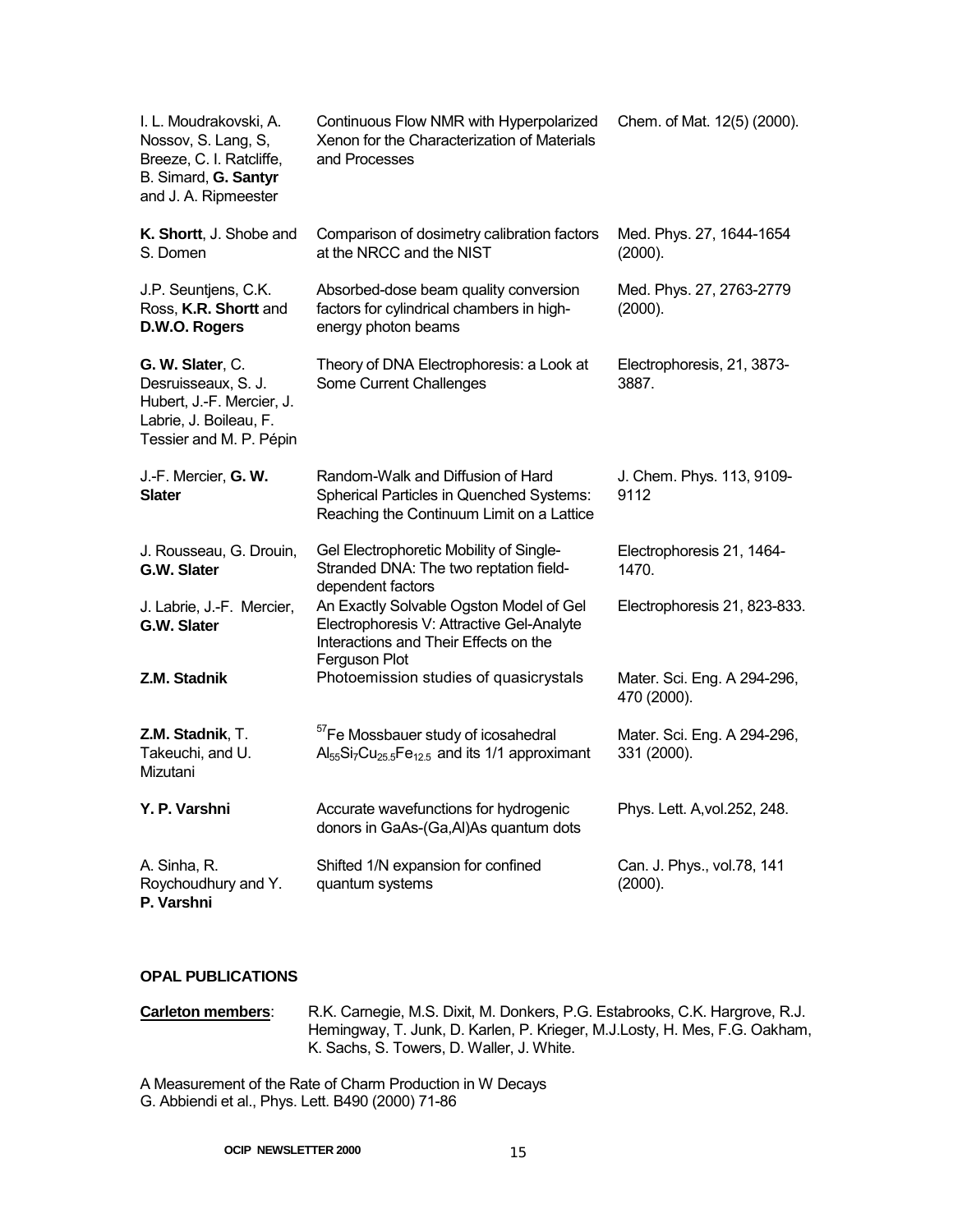| | | |
|---|---|---|
| I. L. Moudrakovski, A. Nossov, S. Lang, S, Breeze, C. I. Ratcliffe, B. Simard, **G. Santyr** and J. A. Ripmeester | Continuous Flow NMR with Hyperpolarized Xenon for the Characterization of Materials and Processes | Chem. of Mat. 12(5) (2000). |
| **K. Shortt**, J. Shobe and S. Domen | Comparison of dosimetry calibration factors at the NRCC and the NIST | Med. Phys. 27, 1644-1654 (2000). |
| J.P. Seuntjens, C.K. Ross, **K.R. Shortt** and **D.W.O. Rogers** | Absorbed-dose beam quality conversion factors for cylindrical chambers in high-energy photon beams | Med. Phys. 27, 2763-2779 (2000). |
| **G. W. Slater**, C. Desruisseaux, S. J. Hubert, J.-F. Mercier, J. Labrie, J. Boileau, F. Tessier and M. P. Pépin | Theory of DNA Electrophoresis: a Look at Some Current Challenges | Electrophoresis, 21, 3873-3887. |
| J.-F. Mercier, **G. W. Slater** | Random-Walk and Diffusion of Hard Spherical Particles in Quenched Systems: Reaching the Continuum Limit on a Lattice | J. Chem. Phys. 113, 9109-9112 |
| J. Rousseau, G. Drouin, **G.W. Slater** | Gel Electrophoretic Mobility of Single-Stranded DNA: The two reptation field-dependent factors | Electrophoresis 21, 1464-1470. |
| J. Labrie, J.-F. Mercier, **G.W. Slater** | An Exactly Solvable Ogston Model of Gel Electrophoresis V: Attractive Gel-Analyte Interactions and Their Effects on the Ferguson Plot | Electrophoresis 21, 823-833. |
| **Z.M. Stadnik** | Photoemission studies of quasicrystals | Mater. Sci. Eng. A 294-296, 470 (2000). |
| **Z.M. Stadnik**, T. Takeuchi, and U. Mizutani | $^{57}$Fe Mossbauer study of icosahedral $Al_{55}Si_7Cu_{25.5}Fe_{12.5}$ and its 1/1 approximant | Mater. Sci. Eng. A 294-296, 331 (2000). |
| **Y. P. Varshni** | Accurate wavefunctions for hydrogenic donors in GaAs-(Ga,Al)As quantum dots | Phys. Lett. A,vol.252, 248. |
| A. Sinha, R. Roychoudhury and Y. **P. Varshni** | Shifted 1/N expansion for confined quantum systems | Can. J. Phys., vol.78, 141 (2000). |

**OPAL PUBLICATIONS**

**Carleton members**: R.K. Carnegie, M.S. Dixit, M. Donkers, P.G. Estabrooks, C.K. Hargrove, R.J. Hemingway, T. Junk, D. Karlen, P. Krieger, M.J.Losty, H. Mes, F.G. Oakham, K. Sachs, S. Towers, D. Waller, J. White.

A Measurement of the Rate of Charm Production in W Decays
G. Abbiendi et al., Phys. Lett. B490 (2000) 71-86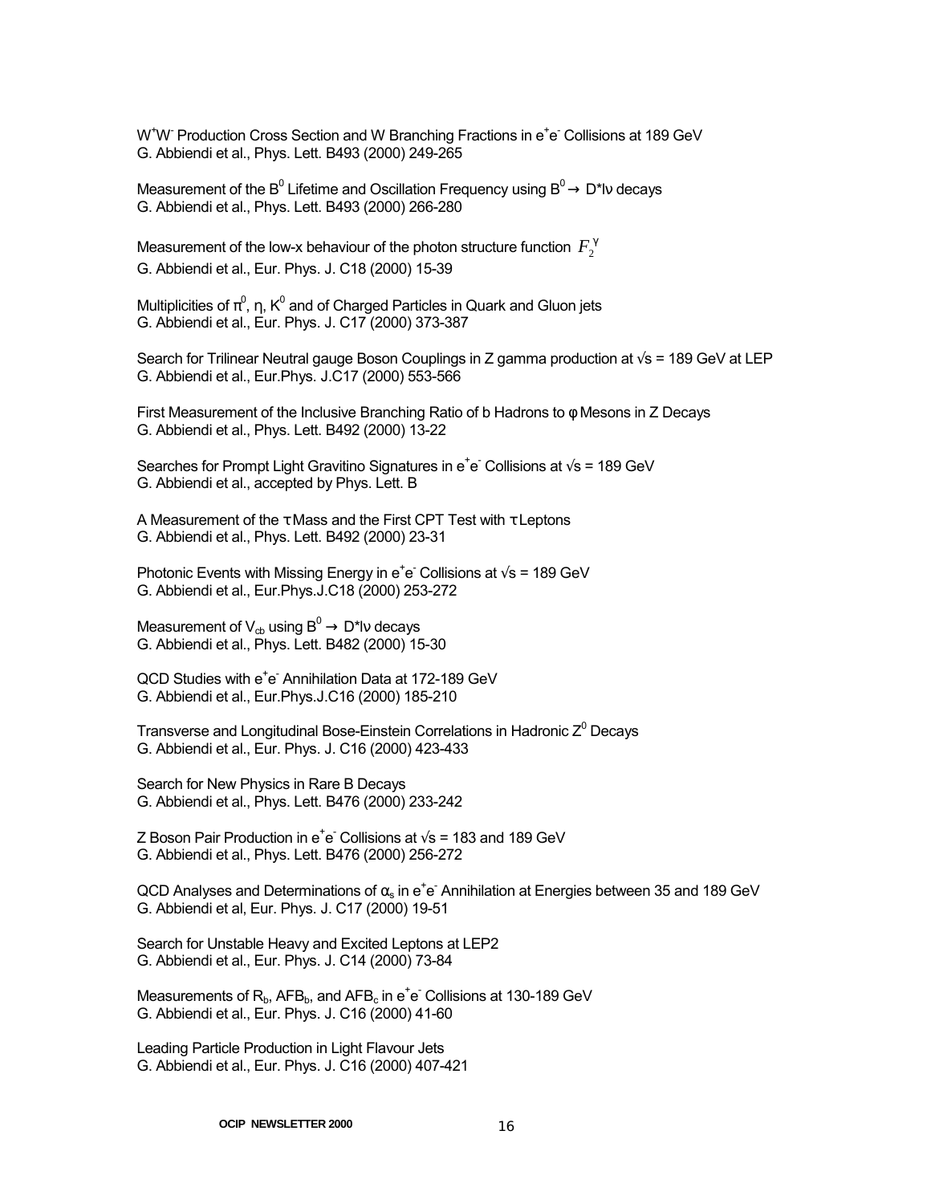$W^+W^-$ Production Cross Section and W Branching Fractions in $e^+e^-$ Collisions at 189 GeV
G. Abbiendi et al., Phys. Lett. B493 (2000) 249-265

Measurement of the $B^0$ Lifetime and Oscillation Frequency using $B^0 \rightarrow D^*l\nu$ decays
G. Abbiendi et al., Phys. Lett. B493 (2000) 266-280

Measurement of the low-x behaviour of the photon structure function $F_2^\gamma$
G. Abbiendi et al., Eur. Phys. J. C18 (2000) 15-39

Multiplicities of $\pi^0$, $\eta$, $K^0$ and of Charged Particles in Quark and Gluon jets
G. Abbiendi et al., Eur. Phys. J. C17 (2000) 373-387

Search for Trilinear Neutral gauge Boson Couplings in Z gamma production at $\sqrt{s}$ = 189 GeV at LEP
G. Abbiendi et al., Eur.Phys. J.C17 (2000) 553-566

First Measurement of the Inclusive Branching Ratio of b Hadrons to $\phi$ Mesons in Z Decays
G. Abbiendi et al., Phys. Lett. B492 (2000) 13-22

Searches for Prompt Light Gravitino Signatures in $e^+e^-$ Collisions at $\sqrt{s}$ = 189 GeV
G. Abbiendi et al., accepted by Phys. Lett. B

A Measurement of the $\tau$ Mass and the First CPT Test with $\tau$ Leptons
G. Abbiendi et al., Phys. Lett. B492 (2000) 23-31

Photonic Events with Missing Energy in $e^+e^-$ Collisions at $\sqrt{s}$ = 189 GeV
G. Abbiendi et al., Eur.Phys.J.C18 (2000) 253-272

Measurement of $V_{cb}$ using $B^0 \rightarrow D^*l\nu$ decays
G. Abbiendi et al., Phys. Lett. B482 (2000) 15-30

QCD Studies with $e^+e^-$ Annihilation Data at 172-189 GeV
G. Abbiendi et al., Eur.Phys.J.C16 (2000) 185-210

Transverse and Longitudinal Bose-Einstein Correlations in Hadronic $Z^0$ Decays
G. Abbiendi et al., Eur. Phys. J. C16 (2000) 423-433

Search for New Physics in Rare B Decays
G. Abbiendi et al., Phys. Lett. B476 (2000) 233-242

Z Boson Pair Production in $e^+e^-$ Collisions at $\sqrt{s}$ = 183 and 189 GeV
G. Abbiendi et al., Phys. Lett. B476 (2000) 256-272

QCD Analyses and Determinations of $\alpha_s$ in $e^+e^-$ Annihilation at Energies between 35 and 189 GeV
G. Abbiendi et al, Eur. Phys. J. C17 (2000) 19-51

Search for Unstable Heavy and Excited Leptons at LEP2
G. Abbiendi et al., Eur. Phys. J. C14 (2000) 73-84

Measurements of $R_b$, $AFB_b$, and $AFB_c$ in $e^+e^-$ Collisions at 130-189 GeV
G. Abbiendi et al., Eur. Phys. J. C16 (2000) 41-60

Leading Particle Production in Light Flavour Jets
G. Abbiendi et al., Eur. Phys. J. C16 (2000) 407-421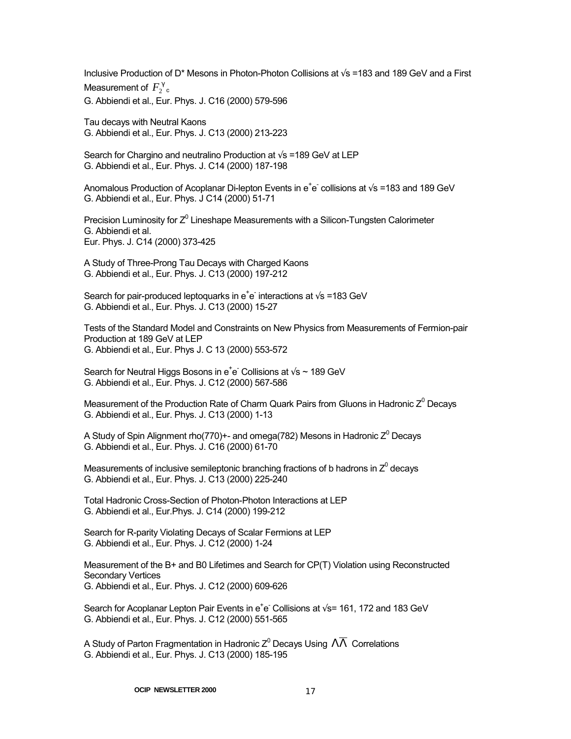Inclusive Production of D* Mesons in Photon-Photon Collisions at √s =183 and 189 GeV and a First Measurement of $F_2^{\gamma}{}_c$
G. Abbiendi et al., Eur. Phys. J. C16 (2000) 579-596

Tau decays with Neutral Kaons
G. Abbiendi et al., Eur. Phys. J. C13 (2000) 213-223

Search for Chargino and neutralino Production at √s =189 GeV at LEP
G. Abbiendi et al., Eur. Phys. J. C14 (2000) 187-198

Anomalous Production of Acoplanar Di-lepton Events in $e^+e^-$ collisions at √s =183 and 189 GeV
G. Abbiendi et al., Eur. Phys. J C14 (2000) 51-71

Precision Luminosity for $Z^0$ Lineshape Measurements with a Silicon-Tungsten Calorimeter
G. Abbiendi et al.
Eur. Phys. J. C14 (2000) 373-425

A Study of Three-Prong Tau Decays with Charged Kaons
G. Abbiendi et al., Eur. Phys. J. C13 (2000) 197-212

Search for pair-produced leptoquarks in $e^+e^-$ interactions at √s =183 GeV
G. Abbiendi et al., Eur. Phys. J. C13 (2000) 15-27

Tests of the Standard Model and Constraints on New Physics from Measurements of Fermion-pair Production at 189 GeV at LEP
G. Abbiendi et al., Eur. Phys J. C 13 (2000) 553-572

Search for Neutral Higgs Bosons in $e^+e^-$ Collisions at √s ~ 189 GeV
G. Abbiendi et al., Eur. Phys. J. C12 (2000) 567-586

Measurement of the Production Rate of Charm Quark Pairs from Gluons in Hadronic $Z^0$ Decays
G. Abbiendi et al., Eur. Phys. J. C13 (2000) 1-13

A Study of Spin Alignment rho(770)+- and omega(782) Mesons in Hadronic $Z^0$ Decays
G. Abbiendi et al., Eur. Phys. J. C16 (2000) 61-70

Measurements of inclusive semileptonic branching fractions of b hadrons in $Z^0$ decays
G. Abbiendi et al., Eur. Phys. J. C13 (2000) 225-240

Total Hadronic Cross-Section of Photon-Photon Interactions at LEP
G. Abbiendi et al., Eur.Phys. J. C14 (2000) 199-212

Search for R-parity Violating Decays of Scalar Fermions at LEP
G. Abbiendi et al., Eur. Phys. J. C12 (2000) 1-24

Measurement of the B+ and B0 Lifetimes and Search for CP(T) Violation using Reconstructed Secondary Vertices
G. Abbiendi et al., Eur. Phys. J. C12 (2000) 609-626

Search for Acoplanar Lepton Pair Events in $e^+e^-$ Collisions at √s= 161, 172 and 183 GeV
G. Abbiendi et al., Eur. Phys. J. C12 (2000) 551-565

A Study of Parton Fragmentation in Hadronic $Z^0$ Decays Using $\Lambda\overline{\Lambda}$ Correlations
G. Abbiendi et al., Eur. Phys. J. C13 (2000) 185-195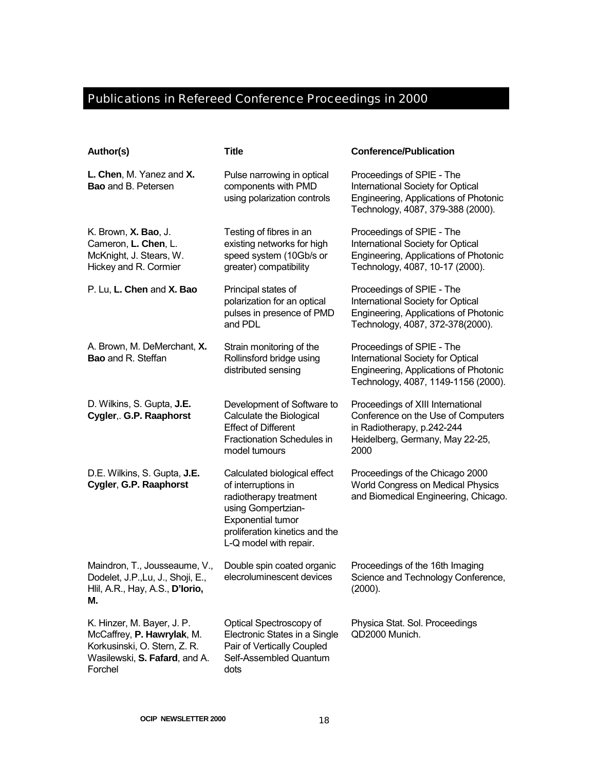## Publications in Refereed Conference Proceedings in 2000

| Author(s) | Title | Conference/Publication |
|---|---|---|
| **L. Chen**, M. Yanez and **X. Bao** and B. Petersen | Pulse narrowing in optical components with PMD using polarization controls | Proceedings of SPIE - The International Society for Optical Engineering, Applications of Photonic Technology, 4087, 379-388 (2000). |
| K. Brown, **X. Bao**, J. Cameron, **L. Chen**, L. McKnight, J. Stears, W. Hickey and R. Cormier | Testing of fibres in an existing networks for high speed system (10Gb/s or greater) compatibility | Proceedings of SPIE - The International Society for Optical Engineering, Applications of Photonic Technology, 4087, 10-17 (2000). |
| P. Lu, **L. Chen** and **X. Bao** | Principal states of polarization for an optical pulses in presence of PMD and PDL | Proceedings of SPIE - The International Society for Optical Engineering, Applications of Photonic Technology, 4087, 372-378(2000). |
| A. Brown, M. DeMerchant, **X. Bao** and R. Steffan | Strain monitoring of the Rollinsford bridge using distributed sensing | Proceedings of SPIE - The International Society for Optical Engineering, Applications of Photonic Technology, 4087, 1149-1156 (2000). |
| D. Wilkins, S. Gupta, **J.E. Cygler**,. **G.P. Raaphorst** | Development of Software to Calculate the Biological Effect of Different Fractionation Schedules in model tumours | Proceedings of XIII International Conference on the Use of Computers in Radiotherapy, p.242-244 Heidelberg, Germany, May 22-25, 2000 |
| D.E. Wilkins, S. Gupta, **J.E. Cygler**, **G.P. Raaphorst** | Calculated biological effect of interruptions in radiotherapy treatment using Gompertzian-Exponential tumor proliferation kinetics and the L-Q model with repair. | Proceedings of the Chicago 2000 World Congress on Medical Physics and Biomedical Engineering, Chicago. |
| Maindron, T., Jousseaume, V., Dodelet, J.P.,Lu, J., Shoji, E., Hlil, A.R., Hay, A.S., **D'Iorio, M.** | Double spin coated organic elecroluminescent devices | Proceedings of the 16th Imaging Science and Technology Conference, (2000). |
| K. Hinzer, M. Bayer, J. P. McCaffrey, **P. Hawrylak**, M. Korkusinski, O. Stern, Z. R. Wasilewski, **S. Fafard**, and A. Forchel | Optical Spectroscopy of Electronic States in a Single Pair of Vertically Coupled Self-Assembled Quantum dots | Physica Stat. Sol. Proceedings QD2000 Munich. |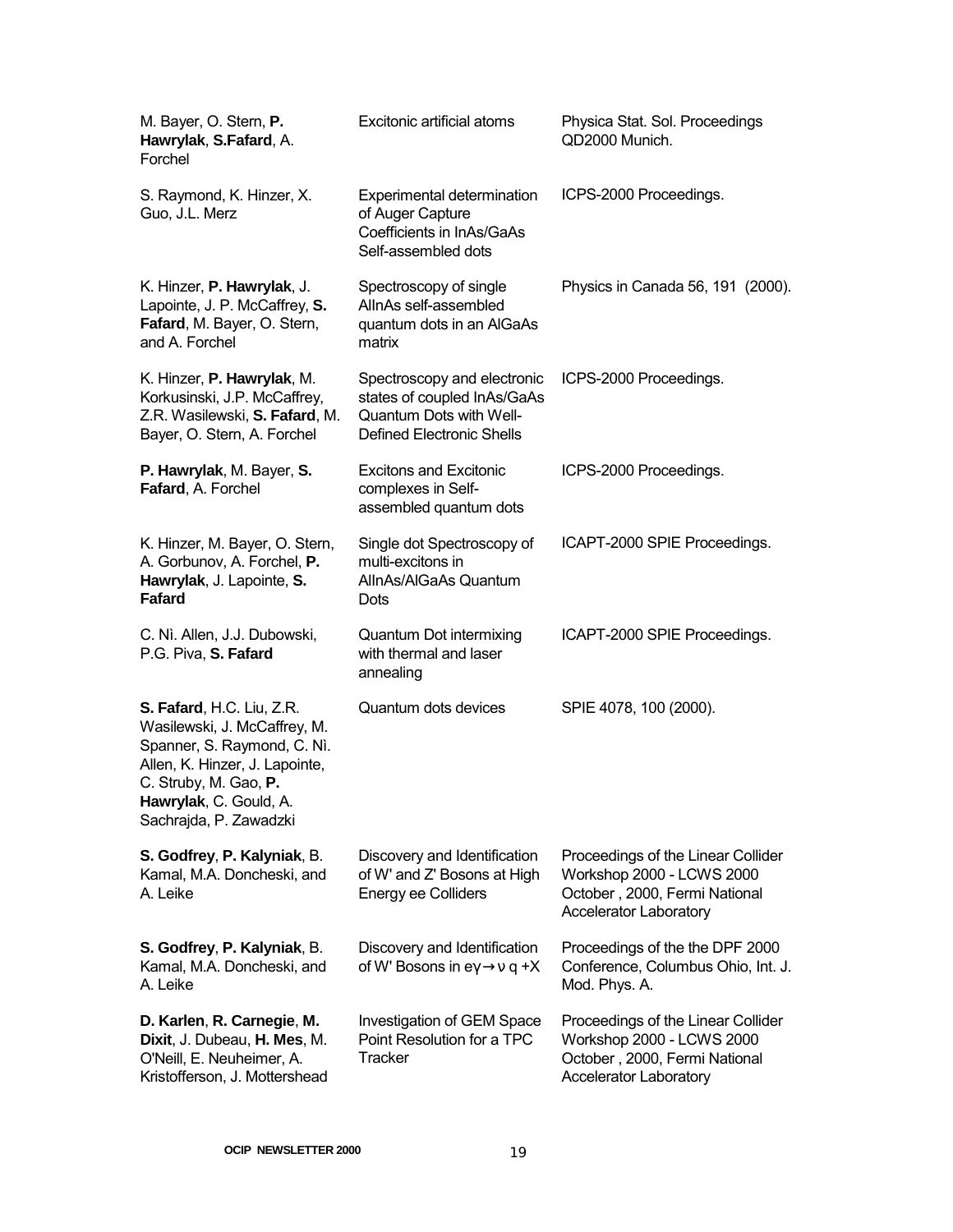| | | |
|---|---|---|
| M. Bayer, O. Stern, **P. Hawrylak**, **S.Fafard**, A. Forchel | Excitonic artificial atoms | Physica Stat. Sol. Proceedings QD2000 Munich. |
| S. Raymond, K. Hinzer, X. Guo, J.L. Merz | Experimental determination of Auger Capture Coefficients in InAs/GaAs Self-assembled dots | ICPS-2000 Proceedings. |
| K. Hinzer, **P. Hawrylak**, J. Lapointe, J. P. McCaffrey, **S. Fafard**, M. Bayer, O. Stern, and A. Forchel | Spectroscopy of single AlInAs self-assembled quantum dots in an AlGaAs matrix | Physics in Canada 56, 191 (2000). |
| K. Hinzer, **P. Hawrylak**, M. Korkusinski, J.P. McCaffrey, Z.R. Wasilewski, **S. Fafard**, M. Bayer, O. Stern, A. Forchel | Spectroscopy and electronic states of coupled InAs/GaAs Quantum Dots with Well-Defined Electronic Shells | ICPS-2000 Proceedings. |
| **P. Hawrylak**, M. Bayer, **S. Fafard**, A. Forchel | Excitons and Excitonic complexes in Self-assembled quantum dots | ICPS-2000 Proceedings. |
| K. Hinzer, M. Bayer, O. Stern, A. Gorbunov, A. Forchel, **P. Hawrylak**, J. Lapointe, **S. Fafard** | Single dot Spectroscopy of multi-excitons in AlInAs/AlGaAs Quantum Dots | ICAPT-2000 SPIE Proceedings. |
| C. Nì. Allen, J.J. Dubowski, P.G. Piva, **S. Fafard** | Quantum Dot intermixing with thermal and laser annealing | ICAPT-2000 SPIE Proceedings. |
| **S. Fafard**, H.C. Liu, Z.R. Wasilewski, J. McCaffrey, M. Spanner, S. Raymond, C. Nì. Allen, K. Hinzer, J. Lapointe, C. Struby, M. Gao, **P. Hawrylak**, C. Gould, A. Sachrajda, P. Zawadzki | Quantum dots devices | SPIE 4078, 100 (2000). |
| **S. Godfrey**, **P. Kalyniak**, B. Kamal, M.A. Doncheski, and A. Leike | Discovery and Identification of W' and Z' Bosons at High Energy ee Colliders | Proceedings of the Linear Collider Workshop 2000 - LCWS 2000 October , 2000, Fermi National Accelerator Laboratory |
| **S. Godfrey**, **P. Kalyniak**, B. Kamal, M.A. Doncheski, and A. Leike | Discovery and Identification of W' Bosons in $e\gamma \rightarrow \nu\, q + X$ | Proceedings of the the DPF 2000 Conference, Columbus Ohio, Int. J. Mod. Phys. A. |
| **D. Karlen**, **R. Carnegie**, **M. Dixit**, J. Dubeau, **H. Mes**, M. O'Neill, E. Neuheimer, A. Kristofferson, J. Mottershead | Investigation of GEM Space Point Resolution for a TPC Tracker | Proceedings of the Linear Collider Workshop 2000 - LCWS 2000 October , 2000, Fermi National Accelerator Laboratory |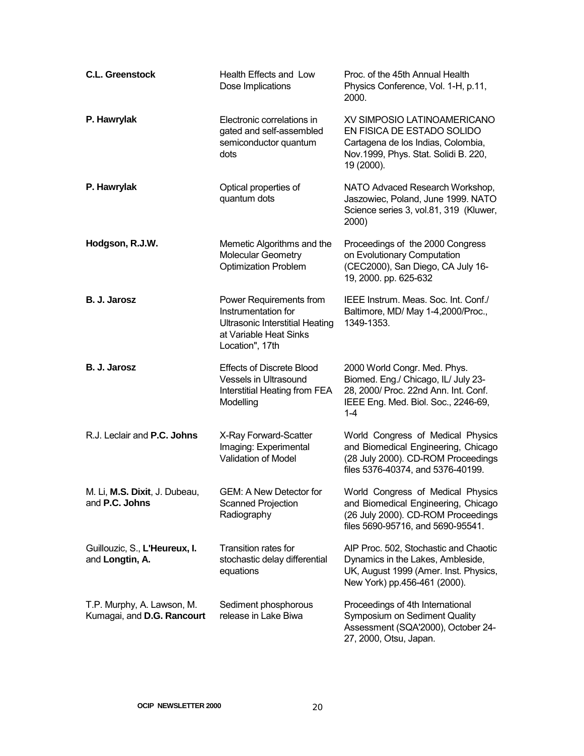| | | |
|---|---|---|
| **C.L. Greenstock** | Health Effects and Low Dose Implications | Proc. of the 45th Annual Health Physics Conference, Vol. 1-H, p.11, 2000. |
| **P. Hawrylak** | Electronic correlations in gated and self-assembled semiconductor quantum dots | XV SIMPOSIO LATINOAMERICANO EN FISICA DE ESTADO SOLIDO Cartagena de los Indias, Colombia, Nov.1999, Phys. Stat. Solidi B. 220, 19 (2000). |
| **P. Hawrylak** | Optical properties of quantum dots | NATO Advaced Research Workshop, Jaszowiec, Poland, June 1999. NATO Science series 3, vol.81, 319 (Kluwer, 2000) |
| **Hodgson, R.J.W.** | Memetic Algorithms and the Molecular Geometry Optimization Problem | Proceedings of the 2000 Congress on Evolutionary Computation (CEC2000), San Diego, CA July 16-19, 2000. pp. 625-632 |
| **B. J. Jarosz** | Power Requirements from Instrumentation for Ultrasonic Interstitial Heating at Variable Heat Sinks Location", 17th | IEEE Instrum. Meas. Soc. Int. Conf./ Baltimore, MD/ May 1-4,2000/Proc., 1349-1353. |
| **B. J. Jarosz** | Effects of Discrete Blood Vessels in Ultrasound Interstitial Heating from FEA Modelling | 2000 World Congr. Med. Phys. Biomed. Eng./ Chicago, IL/ July 23-28, 2000/ Proc. 22nd Ann. Int. Conf. IEEE Eng. Med. Biol. Soc., 2246-69, 1-4 |
| R.J. Leclair and **P.C. Johns** | X-Ray Forward-Scatter Imaging: Experimental Validation of Model | World Congress of Medical Physics and Biomedical Engineering, Chicago (28 July 2000). CD-ROM Proceedings files 5376-40374, and 5376-40199. |
| M. Li, **M.S. Dixit**, J. Dubeau, and **P.C. Johns** | GEM: A New Detector for Scanned Projection Radiography | World Congress of Medical Physics and Biomedical Engineering, Chicago (26 July 2000). CD-ROM Proceedings files 5690-95716, and 5690-95541. |
| Guillouzic, S., **L'Heureux, I.** and **Longtin, A.** | Transition rates for stochastic delay differential equations | AIP Proc. 502, Stochastic and Chaotic Dynamics in the Lakes, Ambleside, UK, August 1999 (Amer. Inst. Physics, New York) pp.456-461 (2000). |
| T.P. Murphy, A. Lawson, M. Kumagai, and **D.G. Rancourt** | Sediment phosphorous release in Lake Biwa | Proceedings of 4th International Symposium on Sediment Quality Assessment (SQA'2000), October 24-27, 2000, Otsu, Japan. |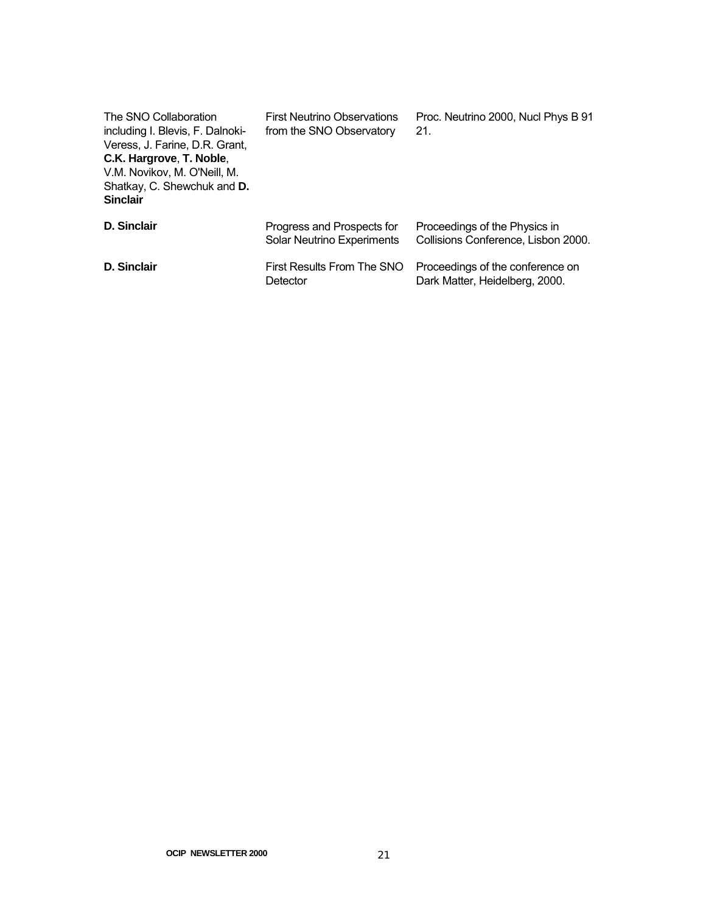| | | |
|---|---|---|
| The SNO Collaboration including I. Blevis, F. Dalnoki-Veress, J. Farine, D.R. Grant, **C.K. Hargrove**, **T. Noble**, V.M. Novikov, M. O'Neill, M. Shatkay, C. Shewchuk and **D. Sinclair** | First Neutrino Observations from the SNO Observatory | Proc. Neutrino 2000, Nucl Phys B 91 21. |
| **D. Sinclair** | Progress and Prospects for Solar Neutrino Experiments | Proceedings of the Physics in Collisions Conference, Lisbon 2000. |
| **D. Sinclair** | First Results From The SNO Detector | Proceedings of the conference on Dark Matter, Heidelberg, 2000. |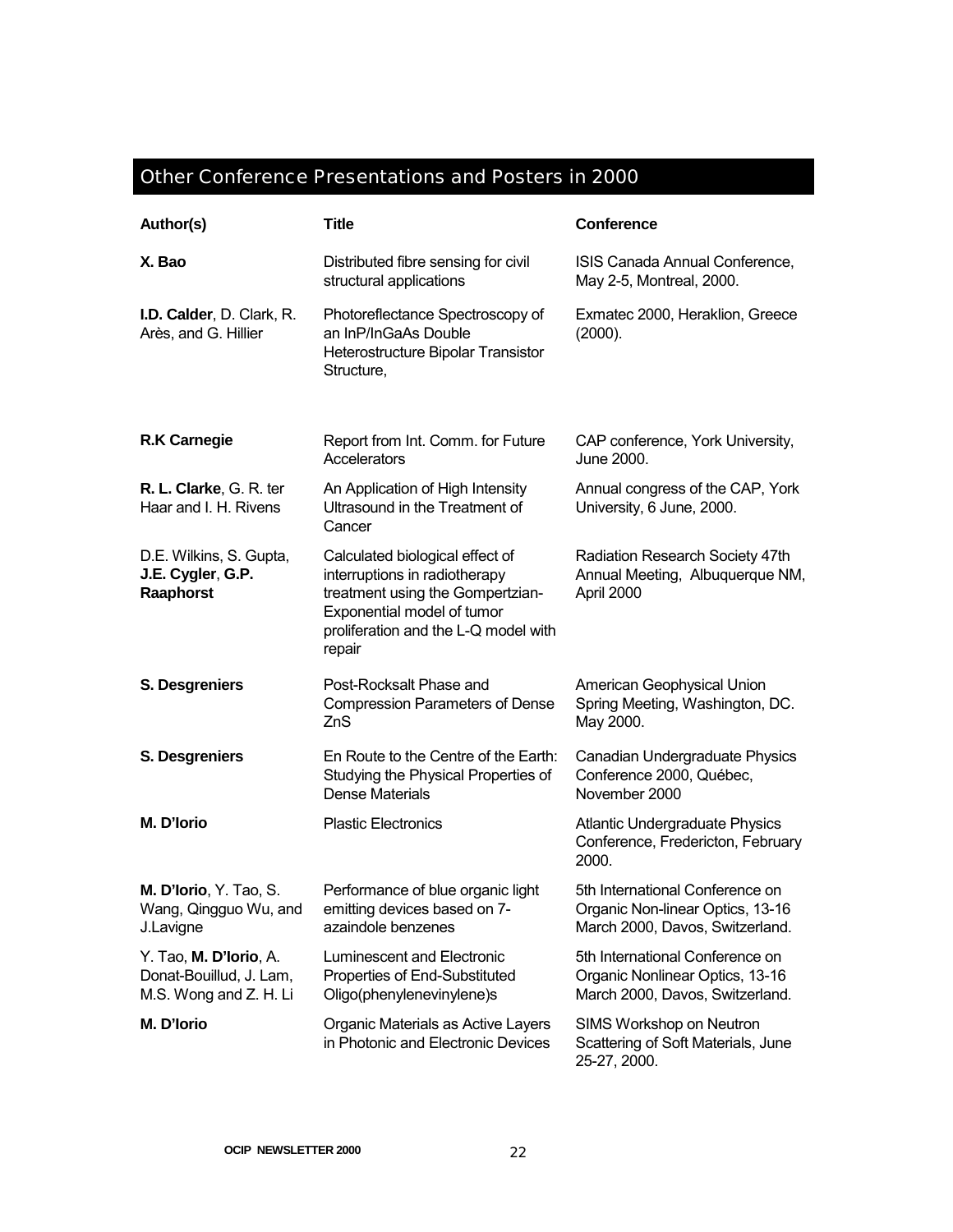## Other Conference Presentations and Posters in 2000

| Author(s) | Title | Conference |
|---|---|---|
| **X. Bao** | Distributed fibre sensing for civil structural applications | ISIS Canada Annual Conference, May 2-5, Montreal, 2000. |
| **I.D. Calder**, D. Clark, R. Arès, and G. Hillier | Photoreflectance Spectroscopy of an InP/InGaAs Double Heterostructure Bipolar Transistor Structure, | Exmatec 2000, Heraklion, Greece (2000). |
| **R.K Carnegie** | Report from Int. Comm. for Future Accelerators | CAP conference, York University, June 2000. |
| **R. L. Clarke**, G. R. ter Haar and I. H. Rivens | An Application of High Intensity Ultrasound in the Treatment of Cancer | Annual congress of the CAP, York University, 6 June, 2000. |
| D.E. Wilkins, S. Gupta, **J.E. Cygler**, **G.P. Raaphorst** | Calculated biological effect of interruptions in radiotherapy treatment using the Gompertzian-Exponential model of tumor proliferation and the L-Q model with repair | Radiation Research Society 47th Annual Meeting, Albuquerque NM, April 2000 |
| **S. Desgreniers** | Post-Rocksalt Phase and Compression Parameters of Dense ZnS | American Geophysical Union Spring Meeting, Washington, DC. May 2000. |
| **S. Desgreniers** | En Route to the Centre of the Earth: Studying the Physical Properties of Dense Materials | Canadian Undergraduate Physics Conference 2000, Québec, November 2000 |
| **M. D'Iorio** | Plastic Electronics | Atlantic Undergraduate Physics Conference, Fredericton, February 2000. |
| **M. D'Iorio**, Y. Tao, S. Wang, Qingguo Wu, and J.Lavigne | Performance of blue organic light emitting devices based on 7-azaindole benzenes | 5th International Conference on Organic Non-linear Optics, 13-16 March 2000, Davos, Switzerland. |
| Y. Tao, **M. D'Iorio**, A. Donat-Bouillud, J. Lam, M.S. Wong and Z. H. Li | Luminescent and Electronic Properties of End-Substituted Oligo(phenylenevinylene)s | 5th International Conference on Organic Nonlinear Optics, 13-16 March 2000, Davos, Switzerland. |
| **M. D'Iorio** | Organic Materials as Active Layers in Photonic and Electronic Devices | SIMS Workshop on Neutron Scattering of Soft Materials, June 25-27, 2000. |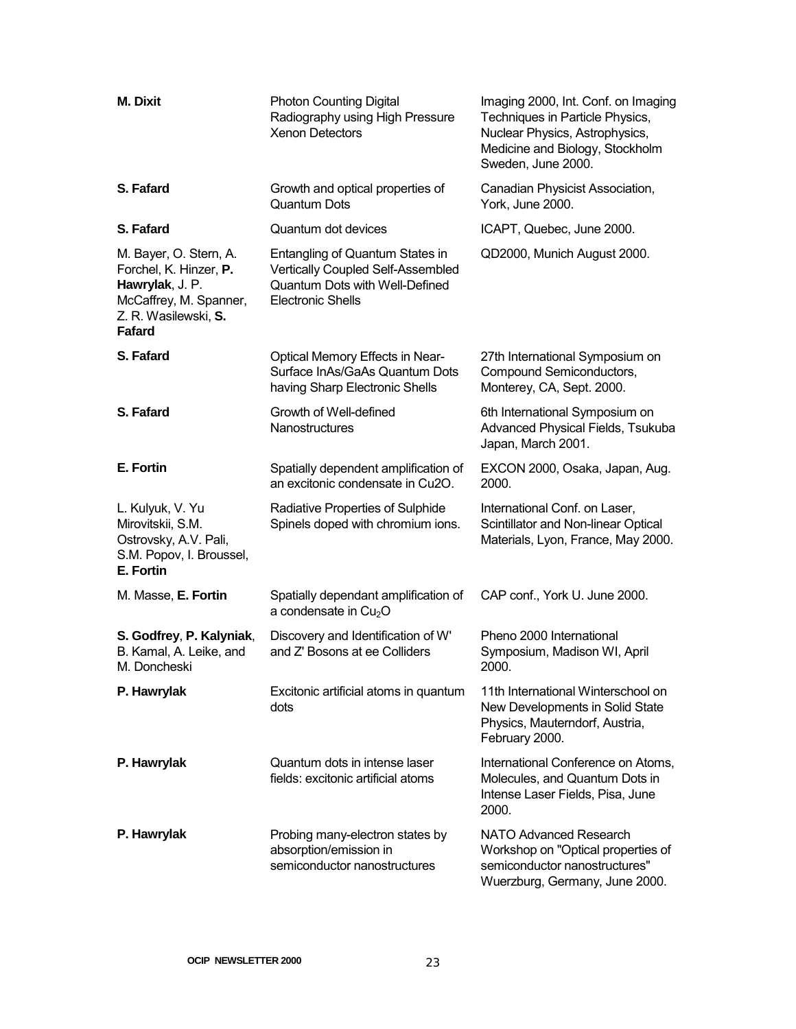| | | |
|---|---|---|
| **M. Dixit** | Photon Counting Digital Radiography using High Pressure Xenon Detectors | Imaging 2000, Int. Conf. on Imaging Techniques in Particle Physics, Nuclear Physics, Astrophysics, Medicine and Biology, Stockholm Sweden, June 2000. |
| **S. Fafard** | Growth and optical properties of Quantum Dots | Canadian Physicist Association, York, June 2000. |
| **S. Fafard** | Quantum dot devices | ICAPT, Quebec, June 2000. |
| M. Bayer, O. Stern, A. Forchel, K. Hinzer, **P. Hawrylak**, J. P. McCaffrey, M. Spanner, Z. R. Wasilewski, **S. Fafard** | Entangling of Quantum States in Vertically Coupled Self-Assembled Quantum Dots with Well-Defined Electronic Shells | QD2000, Munich August 2000. |
| **S. Fafard** | Optical Memory Effects in Near-Surface InAs/GaAs Quantum Dots having Sharp Electronic Shells | 27th International Symposium on Compound Semiconductors, Monterey, CA, Sept. 2000. |
| **S. Fafard** | Growth of Well-defined Nanostructures | 6th International Symposium on Advanced Physical Fields, Tsukuba Japan, March 2001. |
| **E. Fortin** | Spatially dependent amplification of an excitonic condensate in Cu2O. | EXCON 2000, Osaka, Japan, Aug. 2000. |
| L. Kulyuk, V. Yu Mirovitskii, S.M. Ostrovsky, A.V. Pali, S.M. Popov, I. Broussel, **E. Fortin** | Radiative Properties of Sulphide Spinels doped with chromium ions. | International Conf. on Laser, Scintillator and Non-linear Optical Materials, Lyon, France, May 2000. |
| M. Masse, **E. Fortin** | Spatially dependant amplification of a condensate in $Cu_2O$ | CAP conf., York U. June 2000. |
| **S. Godfrey**, **P. Kalyniak**, B. Kamal, A. Leike, and M. Doncheski | Discovery and Identification of W' and Z' Bosons at ee Colliders | Pheno 2000 International Symposium, Madison WI, April 2000. |
| **P. Hawrylak** | Excitonic artificial atoms in quantum dots | 11th International Winterschool on New Developments in Solid State Physics, Mauterndorf, Austria, February 2000. |
| **P. Hawrylak** | Quantum dots in intense laser fields: excitonic artificial atoms | International Conference on Atoms, Molecules, and Quantum Dots in Intense Laser Fields, Pisa, June 2000. |
| **P. Hawrylak** | Probing many-electron states by absorption/emission in semiconductor nanostructures | NATO Advanced Research Workshop on "Optical properties of semiconductor nanostructures" Wuerzburg, Germany, June 2000. |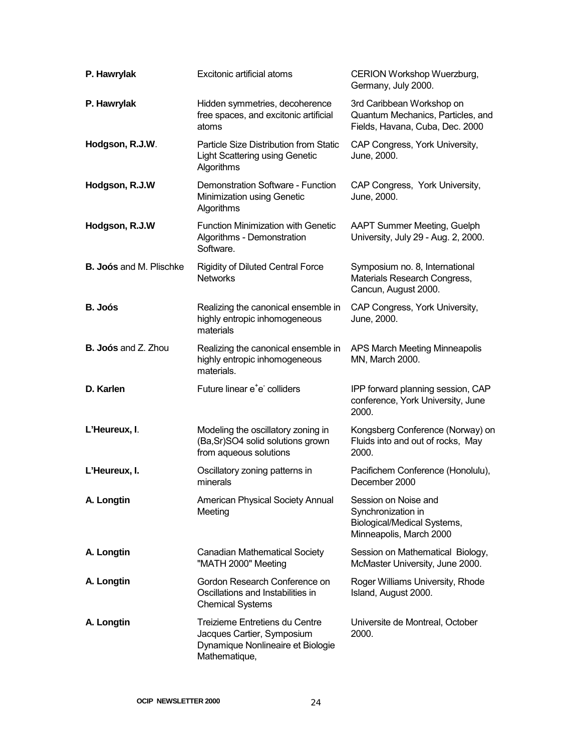| | | |
|---|---|---|
| **P. Hawrylak** | Excitonic artificial atoms | CERION Workshop Wuerzburg, Germany, July 2000. |
| **P. Hawrylak** | Hidden symmetries, decoherence free spaces, and excitonic artificial atoms | 3rd Caribbean Workshop on Quantum Mechanics, Particles, and Fields, Havana, Cuba, Dec. 2000 |
| **Hodgson, R.J.W**. | Particle Size Distribution from Static Light Scattering using Genetic Algorithms | CAP Congress, York University, June, 2000. |
| **Hodgson, R.J.W** | Demonstration Software - Function Minimization using Genetic Algorithms | CAP Congress, York University, June, 2000. |
| **Hodgson, R.J.W** | Function Minimization with Genetic Algorithms - Demonstration Software. | AAPT Summer Meeting, Guelph University, July 29 - Aug. 2, 2000. |
| **B. Joós** and M. Plischke | Rigidity of Diluted Central Force Networks | Symposium no. 8, International Materials Research Congress, Cancun, August 2000. |
| **B. Joós** | Realizing the canonical ensemble in highly entropic inhomogeneous materials | CAP Congress, York University, June, 2000. |
| **B. Joós** and Z. Zhou | Realizing the canonical ensemble in highly entropic inhomogeneous materials. | APS March Meeting Minneapolis MN, March 2000. |
| **D. Karlen** | Future linear $e^+e^-$ colliders | IPP forward planning session, CAP conference, York University, June 2000. |
| **L'Heureux, I**. | Modeling the oscillatory zoning in (Ba,Sr)SO4 solid solutions grown from aqueous solutions | Kongsberg Conference (Norway) on Fluids into and out of rocks, May 2000. |
| **L'Heureux, I.** | Oscillatory zoning patterns in minerals | Pacifichem Conference (Honolulu), December 2000 |
| **A. Longtin** | American Physical Society Annual Meeting | Session on Noise and Synchronization in Biological/Medical Systems, Minneapolis, March 2000 |
| **A. Longtin** | Canadian Mathematical Society "MATH 2000" Meeting | Session on Mathematical Biology, McMaster University, June 2000. |
| **A. Longtin** | Gordon Research Conference on Oscillations and Instabilities in Chemical Systems | Roger Williams University, Rhode Island, August 2000. |
| **A. Longtin** | Treizieme Entretiens du Centre Jacques Cartier, Symposium Dynamique Nonlineaire et Biologie Mathematique, | Universite de Montreal, October 2000. |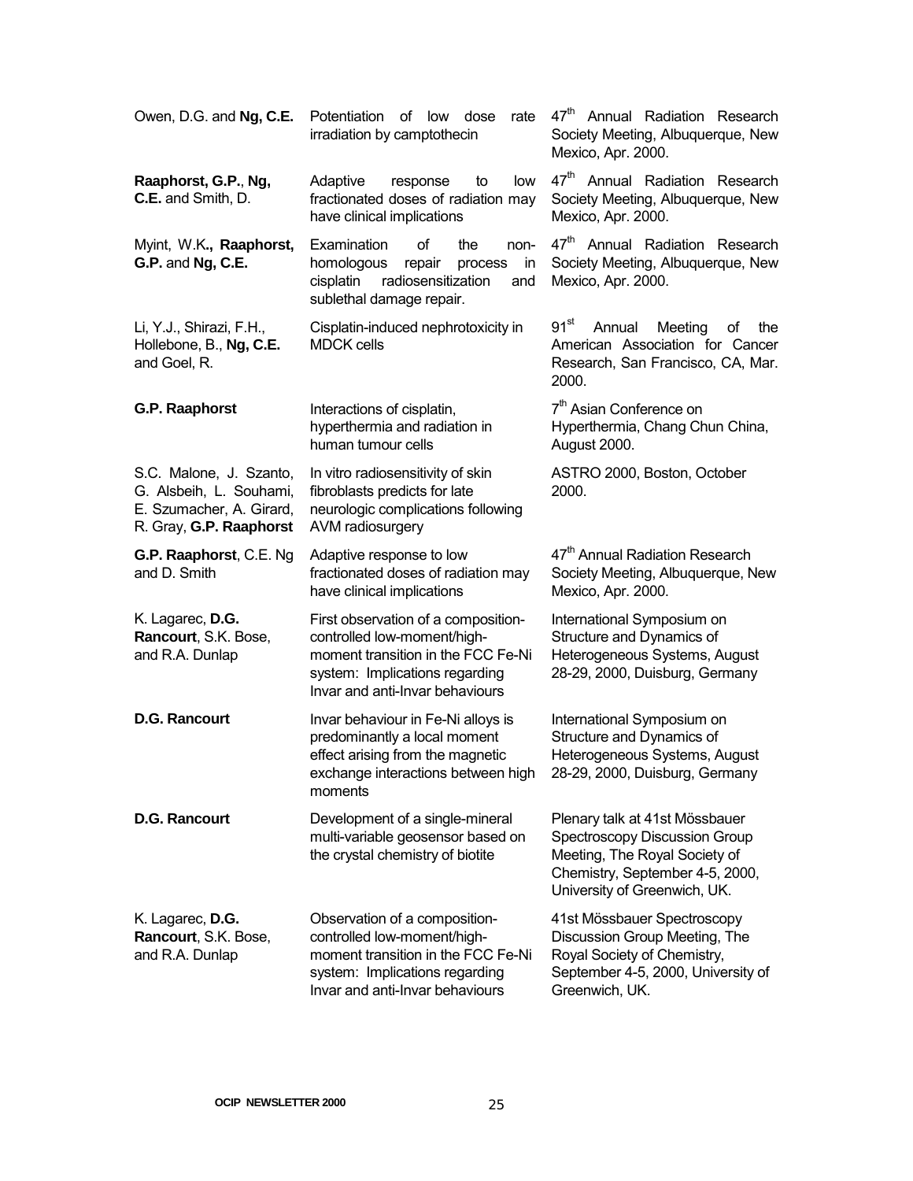| | | |
|---|---|---|
| Owen, D.G. and **Ng, C.E.** | Potentiation of low dose rate irradiation by camptothecin | 47th Annual Radiation Research Society Meeting, Albuquerque, New Mexico, Apr. 2000. |
| **Raaphorst, G.P.**, **Ng, C.E.** and Smith, D. | Adaptive response to low fractionated doses of radiation may have clinical implications | 47th Annual Radiation Research Society Meeting, Albuquerque, New Mexico, Apr. 2000. |
| Myint, W.K**., Raaphorst, G.P.** and **Ng, C.E.** | Examination of the non-homologous repair process in cisplatin radiosensitization and sublethal damage repair. | 47th Annual Radiation Research Society Meeting, Albuquerque, New Mexico, Apr. 2000. |
| Li, Y.J., Shirazi, F.H., Hollebone, B., **Ng, C.E.** and Goel, R. | Cisplatin-induced nephrotoxicity in MDCK cells | 91st Annual Meeting of the American Association for Cancer Research, San Francisco, CA, Mar. 2000. |
| **G.P. Raaphorst** | Interactions of cisplatin, hyperthermia and radiation in human tumour cells | 7th Asian Conference on Hyperthermia, Chang Chun China, August 2000. |
| S.C. Malone, J. Szanto, G. Alsbeih, L. Souhami, E. Szumacher, A. Girard, R. Gray, **G.P. Raaphorst** | In vitro radiosensitivity of skin fibroblasts predicts for late neurologic complications following AVM radiosurgery | ASTRO 2000, Boston, October 2000. |
| **G.P. Raaphorst**, C.E. Ng and D. Smith | Adaptive response to low fractionated doses of radiation may have clinical implications | 47th Annual Radiation Research Society Meeting, Albuquerque, New Mexico, Apr. 2000. |
| K. Lagarec, **D.G. Rancourt**, S.K. Bose, and R.A. Dunlap | First observation of a composition-controlled low-moment/high-moment transition in the FCC Fe-Ni system: Implications regarding Invar and anti-Invar behaviours | International Symposium on Structure and Dynamics of Heterogeneous Systems, August 28-29, 2000, Duisburg, Germany |
| **D.G. Rancourt** | Invar behaviour in Fe-Ni alloys is predominantly a local moment effect arising from the magnetic exchange interactions between high moments | International Symposium on Structure and Dynamics of Heterogeneous Systems, August 28-29, 2000, Duisburg, Germany |
| **D.G. Rancourt** | Development of a single-mineral multi-variable geosensor based on the crystal chemistry of biotite | Plenary talk at 41st Mössbauer Spectroscopy Discussion Group Meeting, The Royal Society of Chemistry, September 4-5, 2000, University of Greenwich, UK. |
| K. Lagarec, **D.G. Rancourt**, S.K. Bose, and R.A. Dunlap | Observation of a composition-controlled low-moment/high-moment transition in the FCC Fe-Ni system: Implications regarding Invar and anti-Invar behaviours | 41st Mössbauer Spectroscopy Discussion Group Meeting, The Royal Society of Chemistry, September 4-5, 2000, University of Greenwich, UK. |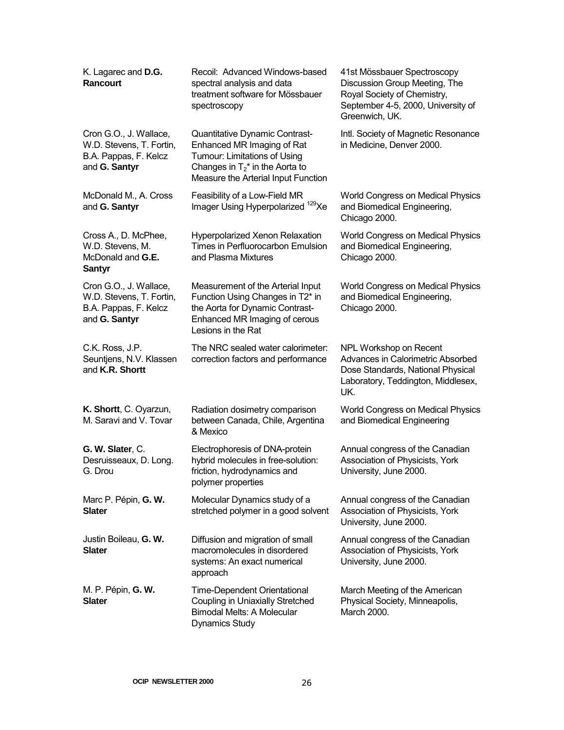| | | |
|---|---|---|
| K. Lagarec and **D.G. Rancourt** | Recoil: Advanced Windows-based spectral analysis and data treatment software for Mössbauer spectroscopy | 41st Mössbauer Spectroscopy Discussion Group Meeting, The Royal Society of Chemistry, September 4-5, 2000, University of Greenwich, UK. |
| Cron G.O., J. Wallace, W.D. Stevens, T. Fortin, B.A. Pappas, F. Kelcz and **G. Santyr** | Quantitative Dynamic Contrast-Enhanced MR Imaging of Rat Tumour: Limitations of Using Changes in $T_2$* in the Aorta to Measure the Arterial Input Function | Intl. Society of Magnetic Resonance in Medicine, Denver 2000. |
| McDonald M., A. Cross and **G. Santyr** | Feasibility of a Low-Field MR Imager Using Hyperpolarized $^{129}$Xe | World Congress on Medical Physics and Biomedical Engineering, Chicago 2000. |
| Cross A., D. McPhee, W.D. Stevens, M. McDonald and **G.E. Santyr** | Hyperpolarized Xenon Relaxation Times in Perfluorocarbon Emulsion and Plasma Mixtures | World Congress on Medical Physics and Biomedical Engineering, Chicago 2000. |
| Cron G.O., J. Wallace, W.D. Stevens, T. Fortin, B.A. Pappas, F. Kelcz and **G. Santyr** | Measurement of the Arterial Input Function Using Changes in T2* in the Aorta for Dynamic Contrast-Enhanced MR Imaging of cerous Lesions in the Rat | World Congress on Medical Physics and Biomedical Engineering, Chicago 2000. |
| C.K. Ross, J.P. Seuntjens, N.V. Klassen and **K.R. Shortt** | The NRC sealed water calorimeter: correction factors and performance | NPL Workshop on Recent Advances in Calorimetric Absorbed Dose Standards, National Physical Laboratory, Teddington, Middlesex, UK. |
| **K. Shortt**, C. Oyarzun, M. Saravi and V. Tovar | Radiation dosimetry comparison between Canada, Chile, Argentina & Mexico | World Congress on Medical Physics and Biomedical Engineering |
| **G. W. Slater**, C. Desruisseaux, D. Long. G. Drou | Electrophoresis of DNA-protein hybrid molecules in free-solution: friction, hydrodynamics and polymer properties | Annual congress of the Canadian Association of Physicists, York University, June 2000. |
| Marc P. Pépin, **G. W. Slater** | Molecular Dynamics study of a stretched polymer in a good solvent | Annual congress of the Canadian Association of Physicists, York University, June 2000. |
| Justin Boileau, **G. W. Slater** | Diffusion and migration of small macromolecules in disordered systems: An exact numerical approach | Annual congress of the Canadian Association of Physicists, York University, June 2000. |
| M. P. Pépin, **G. W. Slater** | Time-Dependent Orientational Coupling in Uniaxially Stretched Bimodal Melts: A Molecular Dynamics Study | March Meeting of the American Physical Society, Minneapolis, March 2000. |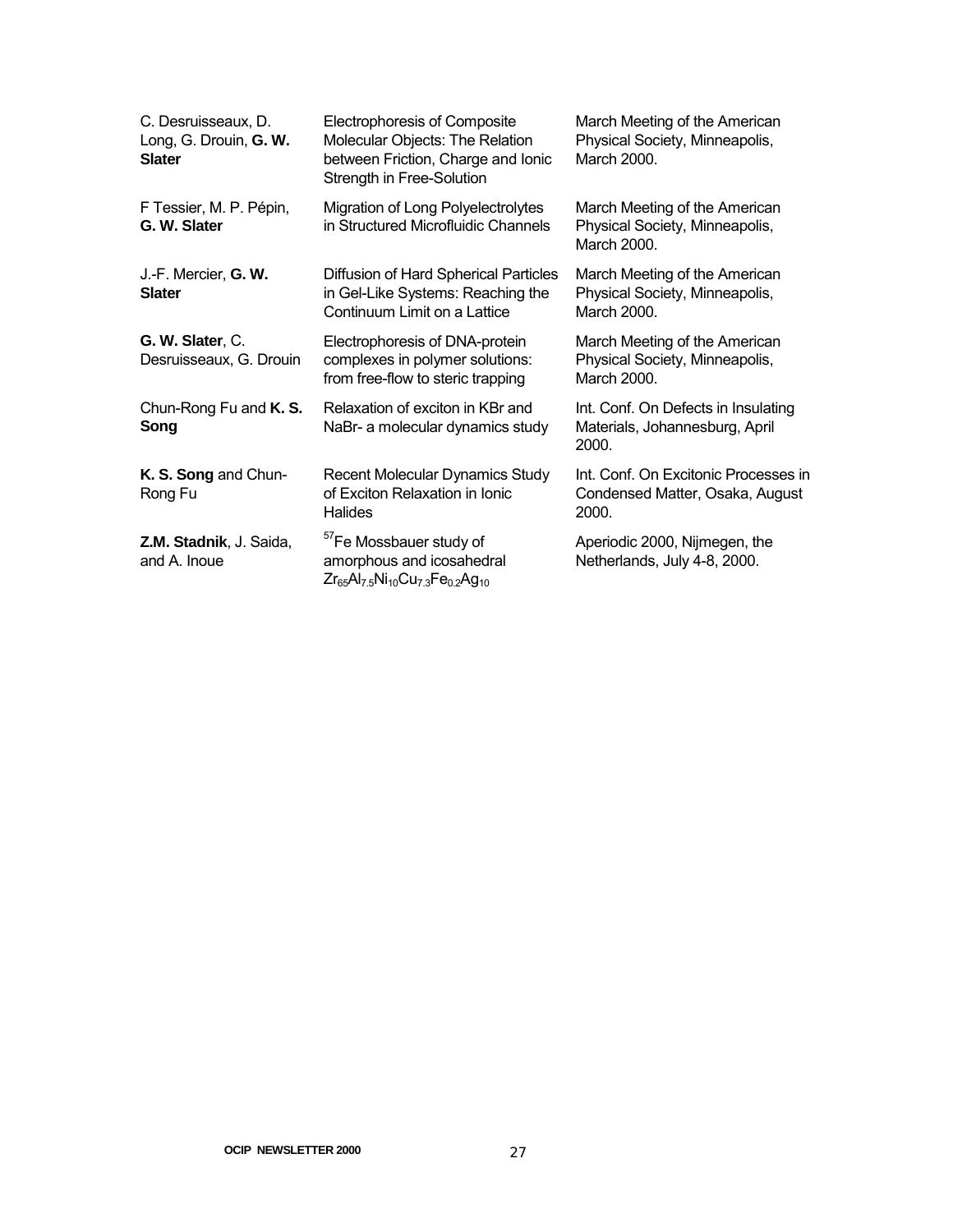| | | |
|---|---|---|
| C. Desruisseaux, D. Long, G. Drouin, **G. W. Slater** | Electrophoresis of Composite Molecular Objects: The Relation between Friction, Charge and Ionic Strength in Free-Solution | March Meeting of the American Physical Society, Minneapolis, March 2000. |
| F Tessier, M. P. Pépin, **G. W. Slater** | Migration of Long Polyelectrolytes in Structured Microfluidic Channels | March Meeting of the American Physical Society, Minneapolis, March 2000. |
| J.-F. Mercier, **G. W. Slater** | Diffusion of Hard Spherical Particles in Gel-Like Systems: Reaching the Continuum Limit on a Lattice | March Meeting of the American Physical Society, Minneapolis, March 2000. |
| **G. W. Slater**, C. Desruisseaux, G. Drouin | Electrophoresis of DNA-protein complexes in polymer solutions: from free-flow to steric trapping | March Meeting of the American Physical Society, Minneapolis, March 2000. |
| Chun-Rong Fu and **K. S. Song** | Relaxation of exciton in KBr and NaBr- a molecular dynamics study | Int. Conf. On Defects in Insulating Materials, Johannesburg, April 2000. |
| **K. S. Song** and Chun-Rong Fu | Recent Molecular Dynamics Study of Exciton Relaxation in Ionic Halides | Int. Conf. On Excitonic Processes in Condensed Matter, Osaka, August 2000. |
| **Z.M. Stadnik**, J. Saida, and A. Inoue | $^{57}Fe$ Mossbauer study of amorphous and icosahedral $Zr_{65}Al_{7.5}Ni_{10}Cu_{7.3}Fe_{0.2}Ag_{10}$ | Aperiodic 2000, Nijmegen, the Netherlands, July 4-8, 2000. |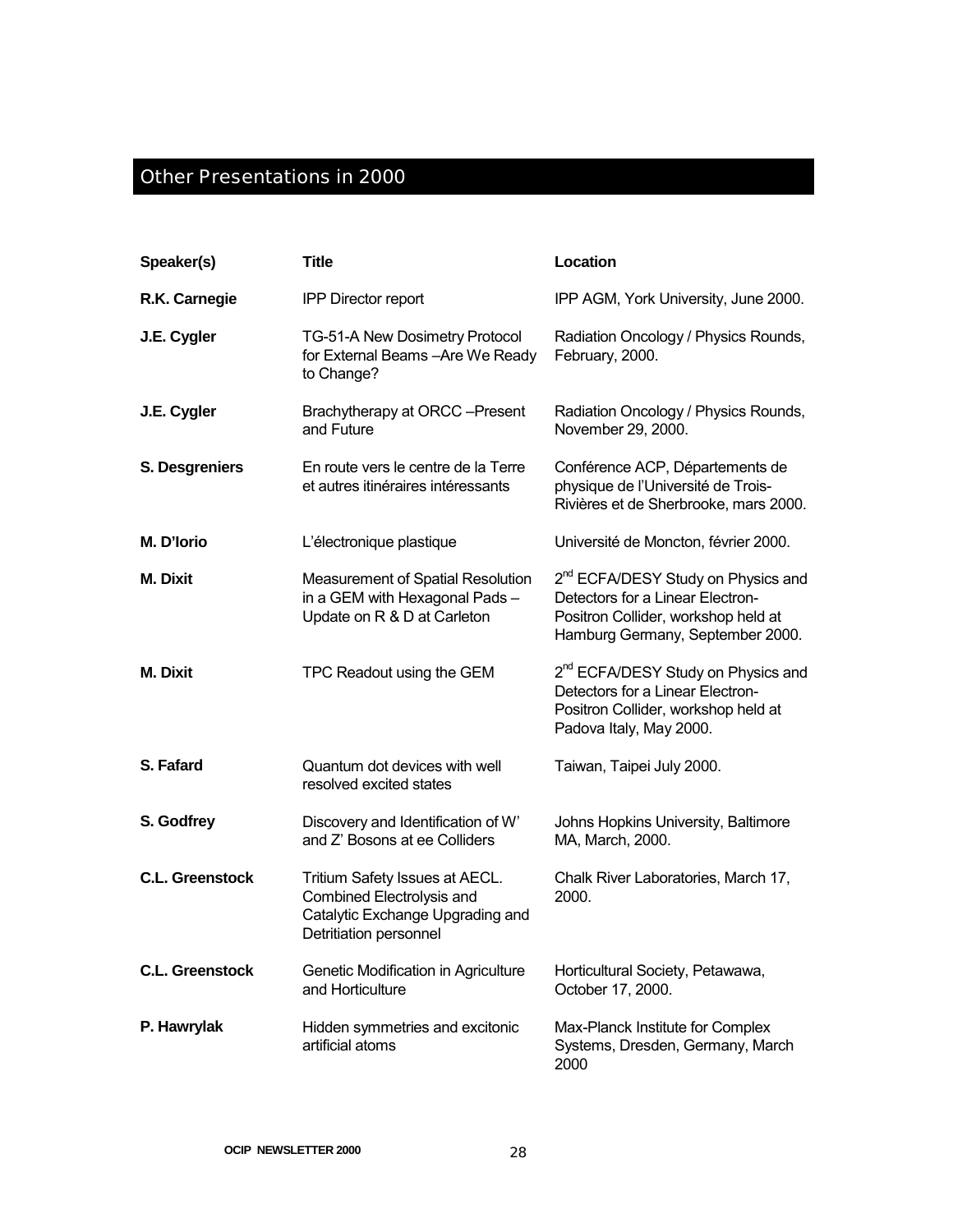## Other Presentations in 2000

| Speaker(s) | Title | Location |
|---|---|---|
| **R.K. Carnegie** | IPP Director report | IPP AGM, York University, June 2000. |
| **J.E. Cygler** | TG-51-A New Dosimetry Protocol for External Beams –Are We Ready to Change? | Radiation Oncology / Physics Rounds, February, 2000. |
| **J.E. Cygler** | Brachytherapy at ORCC –Present and Future | Radiation Oncology / Physics Rounds, November 29, 2000. |
| **S. Desgreniers** | En route vers le centre de la Terre et autres itinéraires intéressants | Conférence ACP, Départements de physique de l'Université de Trois-Rivières et de Sherbrooke, mars 2000. |
| **M. D'Iorio** | L'électronique plastique | Université de Moncton, février 2000. |
| **M. Dixit** | Measurement of Spatial Resolution in a GEM with Hexagonal Pads – Update on R & D at Carleton | 2nd ECFA/DESY Study on Physics and Detectors for a Linear Electron-Positron Collider, workshop held at Hamburg Germany, September 2000. |
| **M. Dixit** | TPC Readout using the GEM | 2nd ECFA/DESY Study on Physics and Detectors for a Linear Electron-Positron Collider, workshop held at Padova Italy, May 2000. |
| **S. Fafard** | Quantum dot devices with well resolved excited states | Taiwan, Taipei July 2000. |
| **S. Godfrey** | Discovery and Identification of W' and Z' Bosons at ee Colliders | Johns Hopkins University, Baltimore MA, March, 2000. |
| **C.L. Greenstock** | Tritium Safety Issues at AECL. Combined Electrolysis and Catalytic Exchange Upgrading and Detritiation personnel | Chalk River Laboratories, March 17, 2000. |
| **C.L. Greenstock** | Genetic Modification in Agriculture and Horticulture | Horticultural Society, Petawawa, October 17, 2000. |
| **P. Hawrylak** | Hidden symmetries and excitonic artificial atoms | Max-Planck Institute for Complex Systems, Dresden, Germany, March 2000 |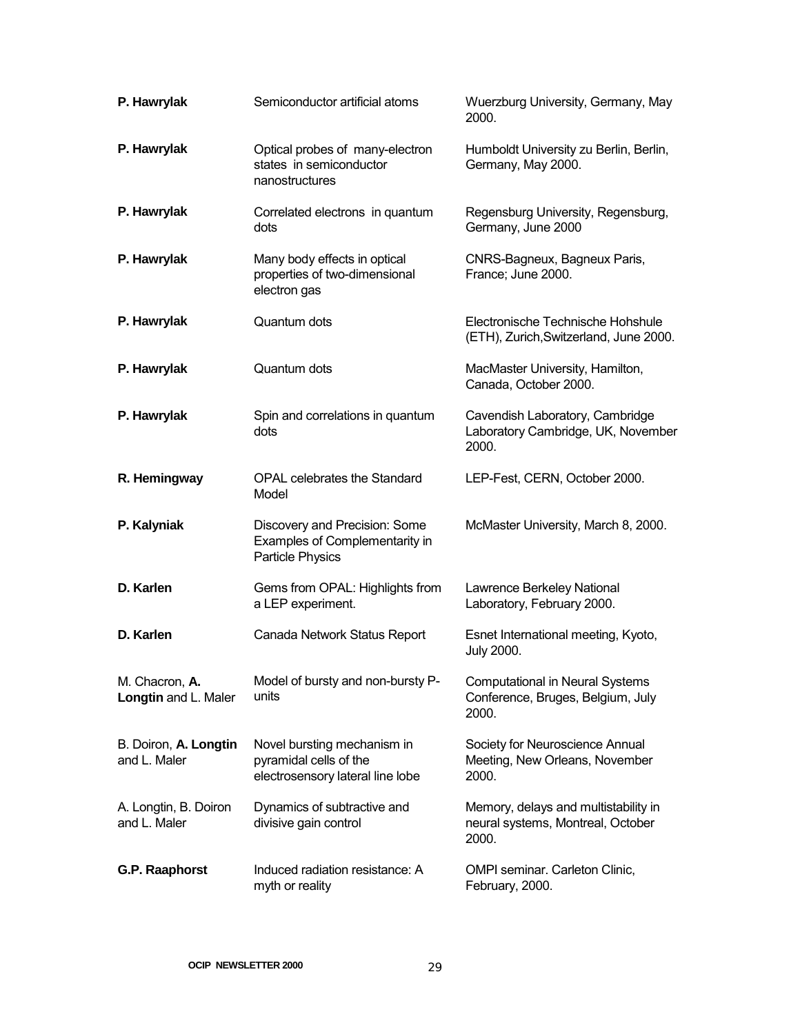| | | |
|---|---|---|
| **P. Hawrylak** | Semiconductor artificial atoms | Wuerzburg University, Germany, May 2000. |
| **P. Hawrylak** | Optical probes of many-electron states in semiconductor nanostructures | Humboldt University zu Berlin, Berlin, Germany, May 2000. |
| **P. Hawrylak** | Correlated electrons in quantum dots | Regensburg University, Regensburg, Germany, June 2000 |
| **P. Hawrylak** | Many body effects in optical properties of two-dimensional electron gas | CNRS-Bagneux, Bagneux Paris, France; June 2000. |
| **P. Hawrylak** | Quantum dots | Electronische Technische Hohshule (ETH), Zurich,Switzerland, June 2000. |
| **P. Hawrylak** | Quantum dots | MacMaster University, Hamilton, Canada, October 2000. |
| **P. Hawrylak** | Spin and correlations in quantum dots | Cavendish Laboratory, Cambridge Laboratory Cambridge, UK, November 2000. |
| **R. Hemingway** | OPAL celebrates the Standard Model | LEP-Fest, CERN, October 2000. |
| **P. Kalyniak** | Discovery and Precision: Some Examples of Complementarity in Particle Physics | McMaster University, March 8, 2000. |
| **D. Karlen** | Gems from OPAL: Highlights from a LEP experiment. | Lawrence Berkeley National Laboratory, February 2000. |
| **D. Karlen** | Canada Network Status Report | Esnet International meeting, Kyoto, July 2000. |
| M. Chacron, **A. Longtin** and L. Maler | Model of bursty and non-bursty P-units | Computational in Neural Systems Conference, Bruges, Belgium, July 2000. |
| B. Doiron, **A. Longtin** and L. Maler | Novel bursting mechanism in pyramidal cells of the electrosensory lateral line lobe | Society for Neuroscience Annual Meeting, New Orleans, November 2000. |
| A. Longtin, B. Doiron and L. Maler | Dynamics of subtractive and divisive gain control | Memory, delays and multistability in neural systems, Montreal, October 2000. |
| **G.P. Raaphorst** | Induced radiation resistance: A myth or reality | OMPI seminar. Carleton Clinic, February, 2000. |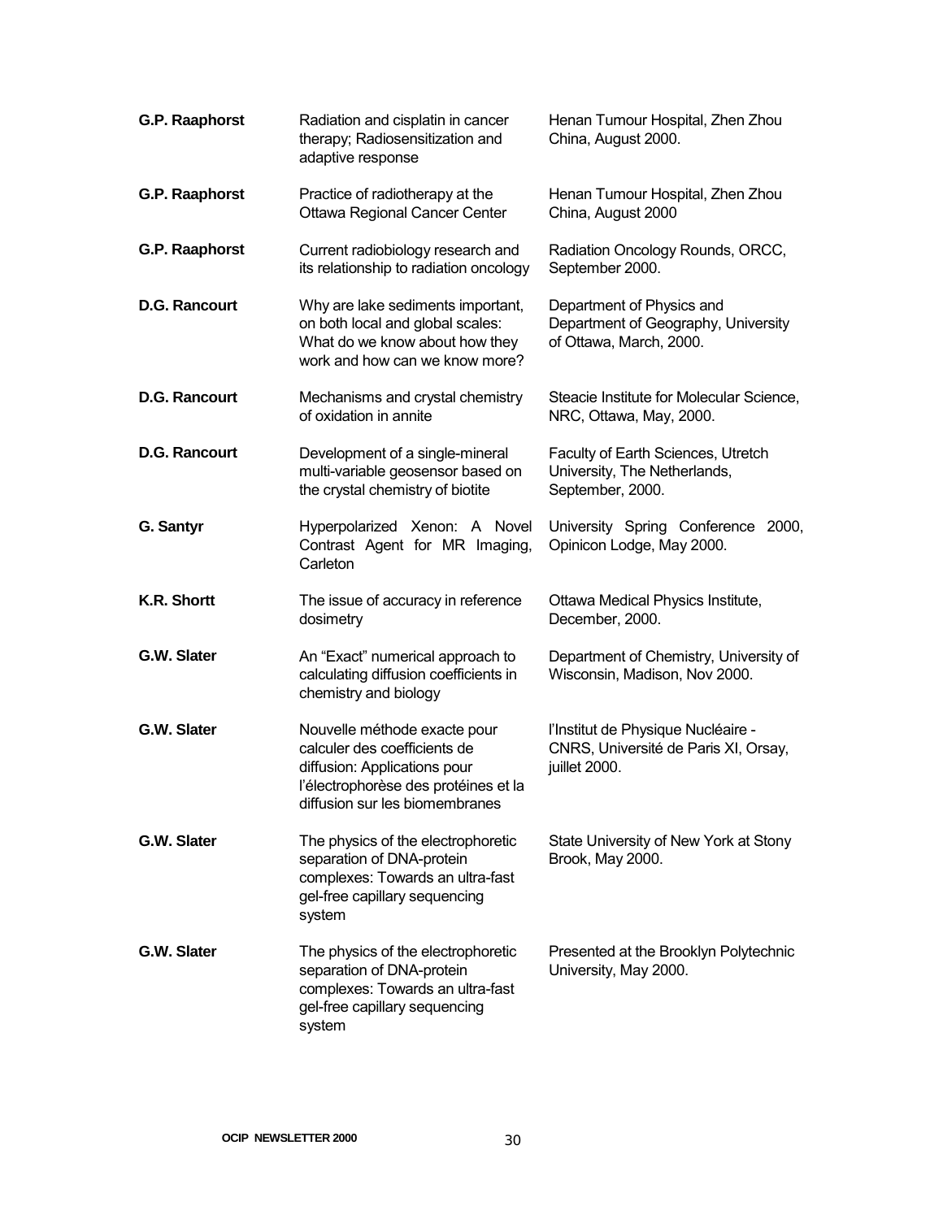| | | |
|---|---|---|
| **G.P. Raaphorst** | Radiation and cisplatin in cancer therapy; Radiosensitization and adaptive response | Henan Tumour Hospital, Zhen Zhou China, August 2000. |
| **G.P. Raaphorst** | Practice of radiotherapy at the Ottawa Regional Cancer Center | Henan Tumour Hospital, Zhen Zhou China, August 2000 |
| **G.P. Raaphorst** | Current radiobiology research and its relationship to radiation oncology | Radiation Oncology Rounds, ORCC, September 2000. |
| **D.G. Rancourt** | Why are lake sediments important, on both local and global scales: What do we know about how they work and how can we know more? | Department of Physics and Department of Geography, University of Ottawa, March, 2000. |
| **D.G. Rancourt** | Mechanisms and crystal chemistry of oxidation in annite | Steacie Institute for Molecular Science, NRC, Ottawa, May, 2000. |
| **D.G. Rancourt** | Development of a single-mineral multi-variable geosensor based on the crystal chemistry of biotite | Faculty of Earth Sciences, Utretch University, The Netherlands, September, 2000. |
| **G. Santyr** | Hyperpolarized Xenon: A Novel Contrast Agent for MR Imaging, Carleton | University Spring Conference 2000, Opinicon Lodge, May 2000. |
| **K.R. Shortt** | The issue of accuracy in reference dosimetry | Ottawa Medical Physics Institute, December, 2000. |
| **G.W. Slater** | An "Exact" numerical approach to calculating diffusion coefficients in chemistry and biology | Department of Chemistry, University of Wisconsin, Madison, Nov 2000. |
| **G.W. Slater** | Nouvelle méthode exacte pour calculer des coefficients de diffusion: Applications pour l'électrophorèse des protéines et la diffusion sur les biomembranes | l'Institut de Physique Nucléaire - CNRS, Université de Paris XI, Orsay, juillet 2000. |
| **G.W. Slater** | The physics of the electrophoretic separation of DNA-protein complexes: Towards an ultra-fast gel-free capillary sequencing system | State University of New York at Stony Brook, May 2000. |
| **G.W. Slater** | The physics of the electrophoretic separation of DNA-protein complexes: Towards an ultra-fast gel-free capillary sequencing system | Presented at the Brooklyn Polytechnic University, May 2000. |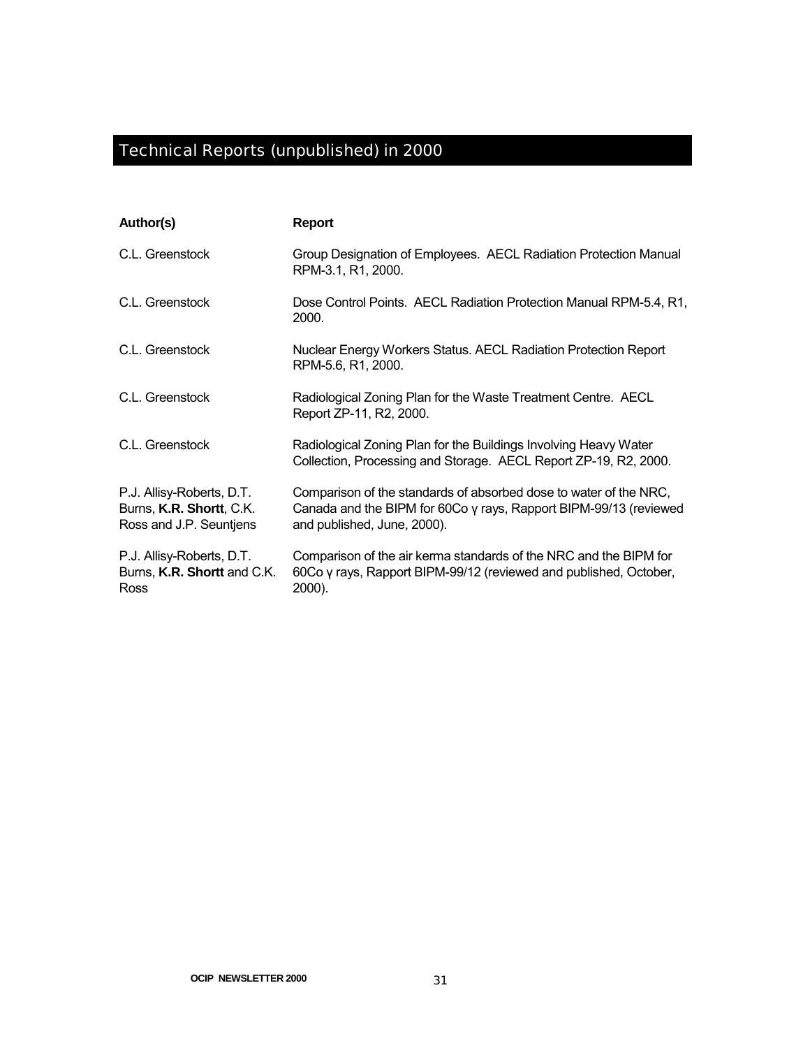# Technical Reports (unpublished) in 2000

| Author(s) | Report |
|---|---|
| C.L. Greenstock | Group Designation of Employees. AECL Radiation Protection Manual RPM-3.1, R1, 2000. |
| C.L. Greenstock | Dose Control Points. AECL Radiation Protection Manual RPM-5.4, R1, 2000. |
| C.L. Greenstock | Nuclear Energy Workers Status. AECL Radiation Protection Report RPM-5.6, R1, 2000. |
| C.L. Greenstock | Radiological Zoning Plan for the Waste Treatment Centre. AECL Report ZP-11, R2, 2000. |
| C.L. Greenstock | Radiological Zoning Plan for the Buildings Involving Heavy Water Collection, Processing and Storage. AECL Report ZP-19, R2, 2000. |
| P.J. Allisy-Roberts, D.T. Burns, **K.R. Shortt**, C.K. Ross and J.P. Seuntjens | Comparison of the standards of absorbed dose to water of the NRC, Canada and the BIPM for 60Co γ rays, Rapport BIPM-99/13 (reviewed and published, June, 2000). |
| P.J. Allisy-Roberts, D.T. Burns, **K.R. Shortt** and C.K. Ross | Comparison of the air kerma standards of the NRC and the BIPM for 60Co γ rays, Rapport BIPM-99/12 (reviewed and published, October, 2000). |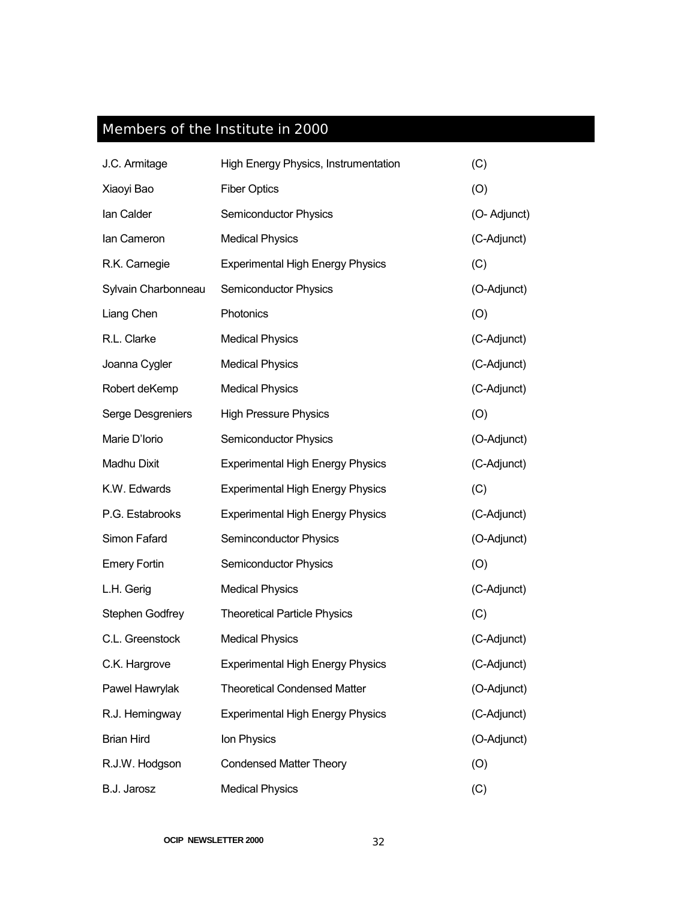## Members of the Institute in 2000

| | | |
|---|---|---|
| J.C. Armitage | High Energy Physics, Instrumentation | (C) |
| Xiaoyi Bao | Fiber Optics | (O) |
| Ian Calder | Semiconductor Physics | (O- Adjunct) |
| Ian Cameron | Medical Physics | (C-Adjunct) |
| R.K. Carnegie | Experimental High Energy Physics | (C) |
| Sylvain Charbonneau | Semiconductor Physics | (O-Adjunct) |
| Liang Chen | Photonics | (O) |
| R.L. Clarke | Medical Physics | (C-Adjunct) |
| Joanna Cygler | Medical Physics | (C-Adjunct) |
| Robert deKemp | Medical Physics | (C-Adjunct) |
| Serge Desgreniers | High Pressure Physics | (O) |
| Marie D'Iorio | Semiconductor Physics | (O-Adjunct) |
| Madhu Dixit | Experimental High Energy Physics | (C-Adjunct) |
| K.W. Edwards | Experimental High Energy Physics | (C) |
| P.G. Estabrooks | Experimental High Energy Physics | (C-Adjunct) |
| Simon Fafard | Seminconductor Physics | (O-Adjunct) |
| Emery Fortin | Semiconductor Physics | (O) |
| L.H. Gerig | Medical Physics | (C-Adjunct) |
| Stephen Godfrey | Theoretical Particle Physics | (C) |
| C.L. Greenstock | Medical Physics | (C-Adjunct) |
| C.K. Hargrove | Experimental High Energy Physics | (C-Adjunct) |
| Pawel Hawrylak | Theoretical Condensed Matter | (O-Adjunct) |
| R.J. Hemingway | Experimental High Energy Physics | (C-Adjunct) |
| Brian Hird | Ion Physics | (O-Adjunct) |
| R.J.W. Hodgson | Condensed Matter Theory | (O) |
| B.J. Jarosz | Medical Physics | (C) |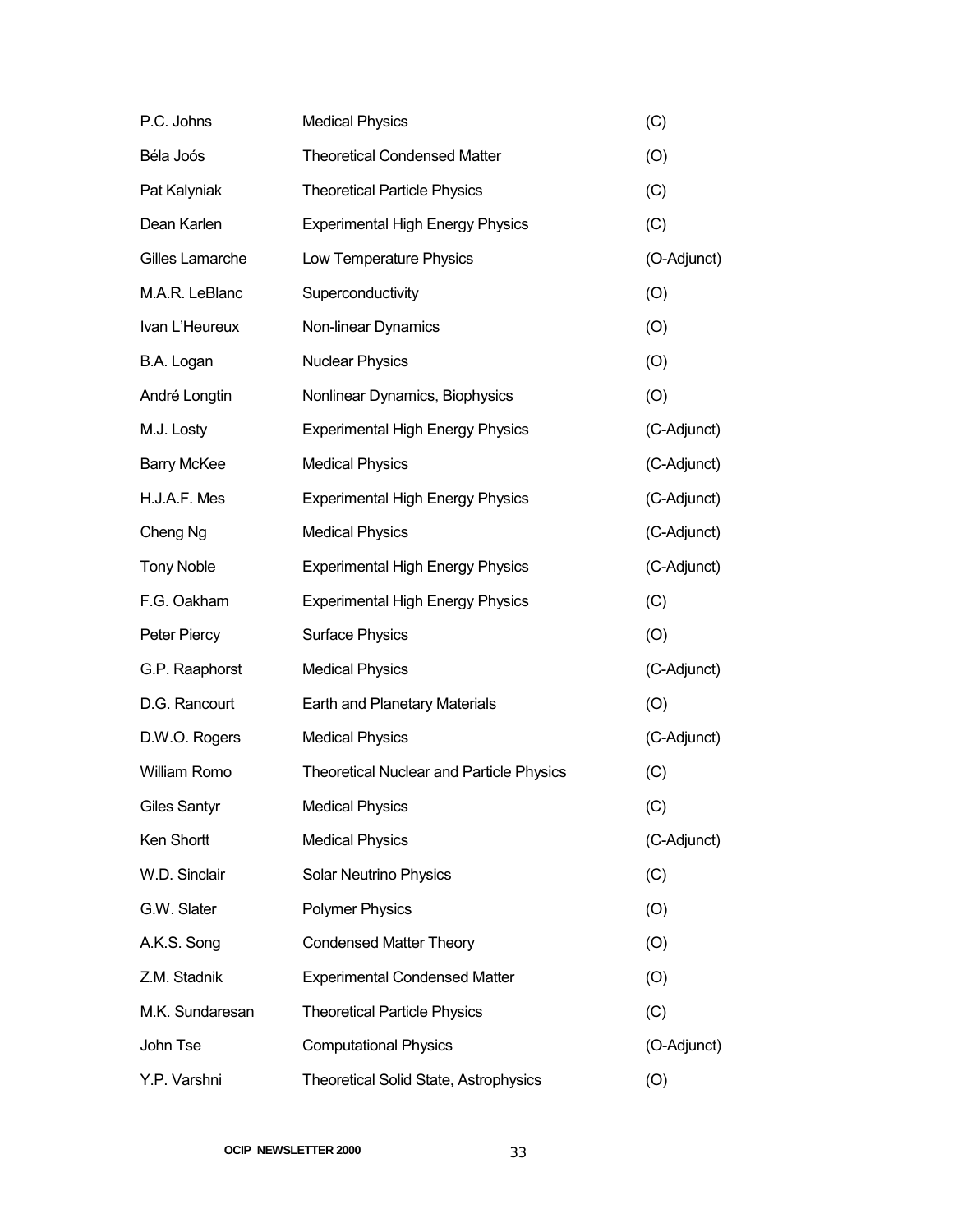| | | |
|---|---|---|
| P.C. Johns | Medical Physics | (C) |
| Béla Joós | Theoretical Condensed Matter | (O) |
| Pat Kalyniak | Theoretical Particle Physics | (C) |
| Dean Karlen | Experimental High Energy Physics | (C) |
| Gilles Lamarche | Low Temperature Physics | (O-Adjunct) |
| M.A.R. LeBlanc | Superconductivity | (O) |
| Ivan L'Heureux | Non-linear Dynamics | (O) |
| B.A. Logan | Nuclear Physics | (O) |
| André Longtin | Nonlinear Dynamics, Biophysics | (O) |
| M.J. Losty | Experimental High Energy Physics | (C-Adjunct) |
| Barry McKee | Medical Physics | (C-Adjunct) |
| H.J.A.F. Mes | Experimental High Energy Physics | (C-Adjunct) |
| Cheng Ng | Medical Physics | (C-Adjunct) |
| Tony Noble | Experimental High Energy Physics | (C-Adjunct) |
| F.G. Oakham | Experimental High Energy Physics | (C) |
| Peter Piercy | Surface Physics | (O) |
| G.P. Raaphorst | Medical Physics | (C-Adjunct) |
| D.G. Rancourt | Earth and Planetary Materials | (O) |
| D.W.O. Rogers | Medical Physics | (C-Adjunct) |
| William Romo | Theoretical Nuclear and Particle Physics | (C) |
| Giles Santyr | Medical Physics | (C) |
| Ken Shortt | Medical Physics | (C-Adjunct) |
| W.D. Sinclair | Solar Neutrino Physics | (C) |
| G.W. Slater | Polymer Physics | (O) |
| A.K.S. Song | Condensed Matter Theory | (O) |
| Z.M. Stadnik | Experimental Condensed Matter | (O) |
| M.K. Sundaresan | Theoretical Particle Physics | (C) |
| John Tse | Computational Physics | (O-Adjunct) |
| Y.P. Varshni | Theoretical Solid State, Astrophysics | (O) |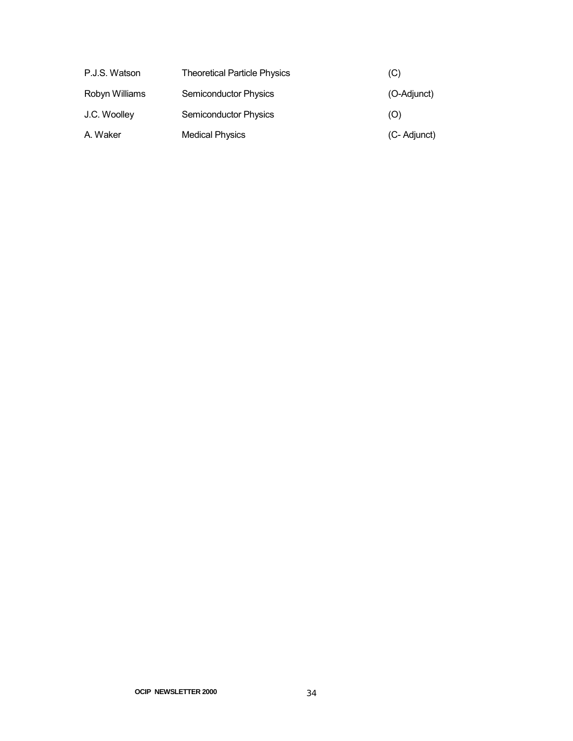| | | |
|---|---|---|
| P.J.S. Watson | Theoretical Particle Physics | (C) |
| Robyn Williams | Semiconductor Physics | (O-Adjunct) |
| J.C. Woolley | Semiconductor Physics | (O) |
| A. Waker | Medical Physics | (C- Adjunct) |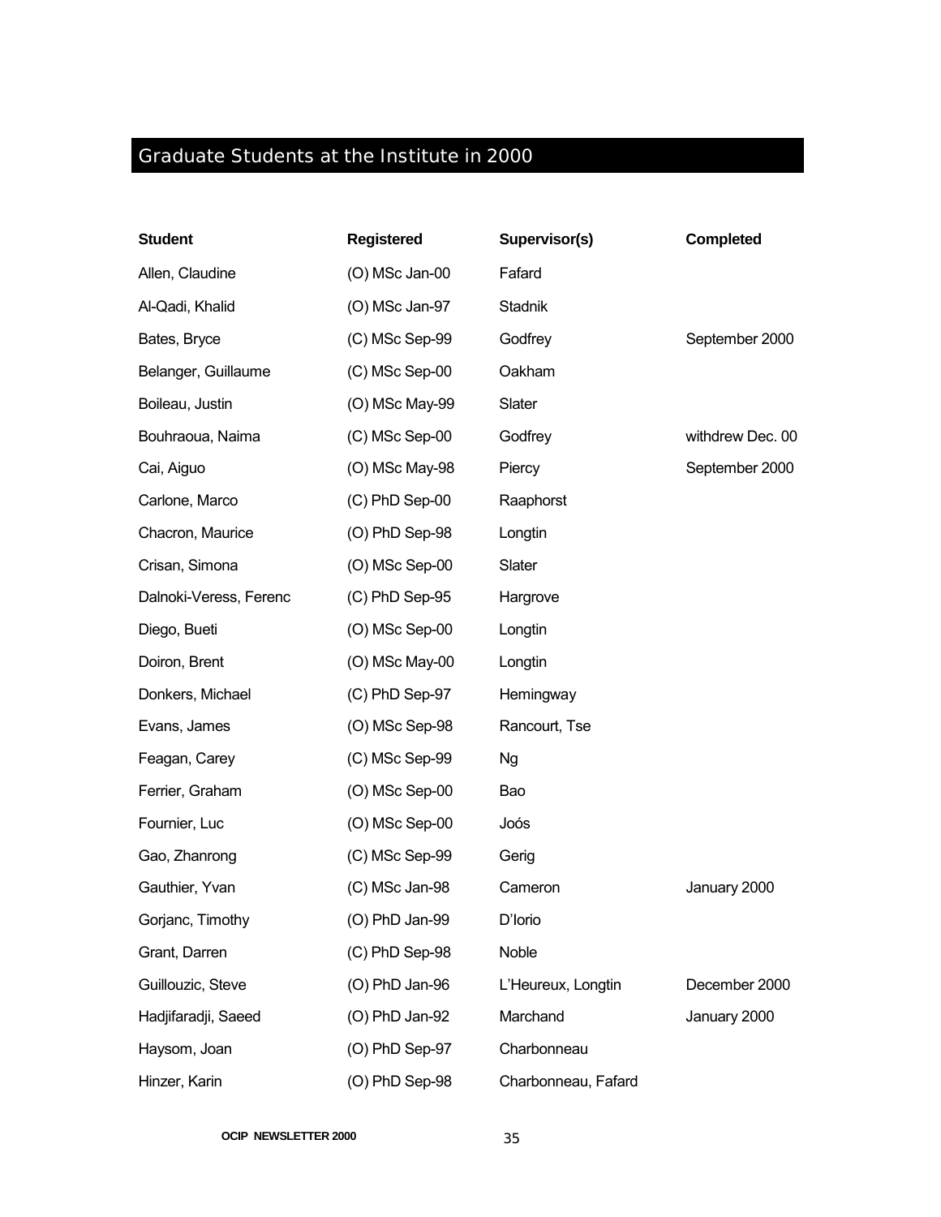## Graduate Students at the Institute in 2000

| Student | Registered | Supervisor(s) | Completed |
| --- | --- | --- | --- |
| Allen, Claudine | (O) MSc Jan-00 | Fafard | |
| Al-Qadi, Khalid | (O) MSc Jan-97 | Stadnik | |
| Bates, Bryce | (C) MSc Sep-99 | Godfrey | September 2000 |
| Belanger, Guillaume | (C) MSc Sep-00 | Oakham | |
| Boileau, Justin | (O) MSc May-99 | Slater | |
| Bouhraoua, Naima | (C) MSc Sep-00 | Godfrey | withdrew Dec. 00 |
| Cai, Aiguo | (O) MSc May-98 | Piercy | September 2000 |
| Carlone, Marco | (C) PhD Sep-00 | Raaphorst | |
| Chacron, Maurice | (O) PhD Sep-98 | Longtin | |
| Crisan, Simona | (O) MSc Sep-00 | Slater | |
| Dalnoki-Veress, Ferenc | (C) PhD Sep-95 | Hargrove | |
| Diego, Bueti | (O) MSc Sep-00 | Longtin | |
| Doiron, Brent | (O) MSc May-00 | Longtin | |
| Donkers, Michael | (C) PhD Sep-97 | Hemingway | |
| Evans, James | (O) MSc Sep-98 | Rancourt, Tse | |
| Feagan, Carey | (C) MSc Sep-99 | Ng | |
| Ferrier, Graham | (O) MSc Sep-00 | Bao | |
| Fournier, Luc | (O) MSc Sep-00 | Joós | |
| Gao, Zhanrong | (C) MSc Sep-99 | Gerig | |
| Gauthier, Yvan | (C) MSc Jan-98 | Cameron | January 2000 |
| Gorjanc, Timothy | (O) PhD Jan-99 | D'Iorio | |
| Grant, Darren | (C) PhD Sep-98 | Noble | |
| Guillouzic, Steve | (O) PhD Jan-96 | L'Heureux, Longtin | December 2000 |
| Hadjifaradji, Saeed | (O) PhD Jan-92 | Marchand | January 2000 |
| Haysom, Joan | (O) PhD Sep-97 | Charbonneau | |
| Hinzer, Karin | (O) PhD Sep-98 | Charbonneau, Fafard | |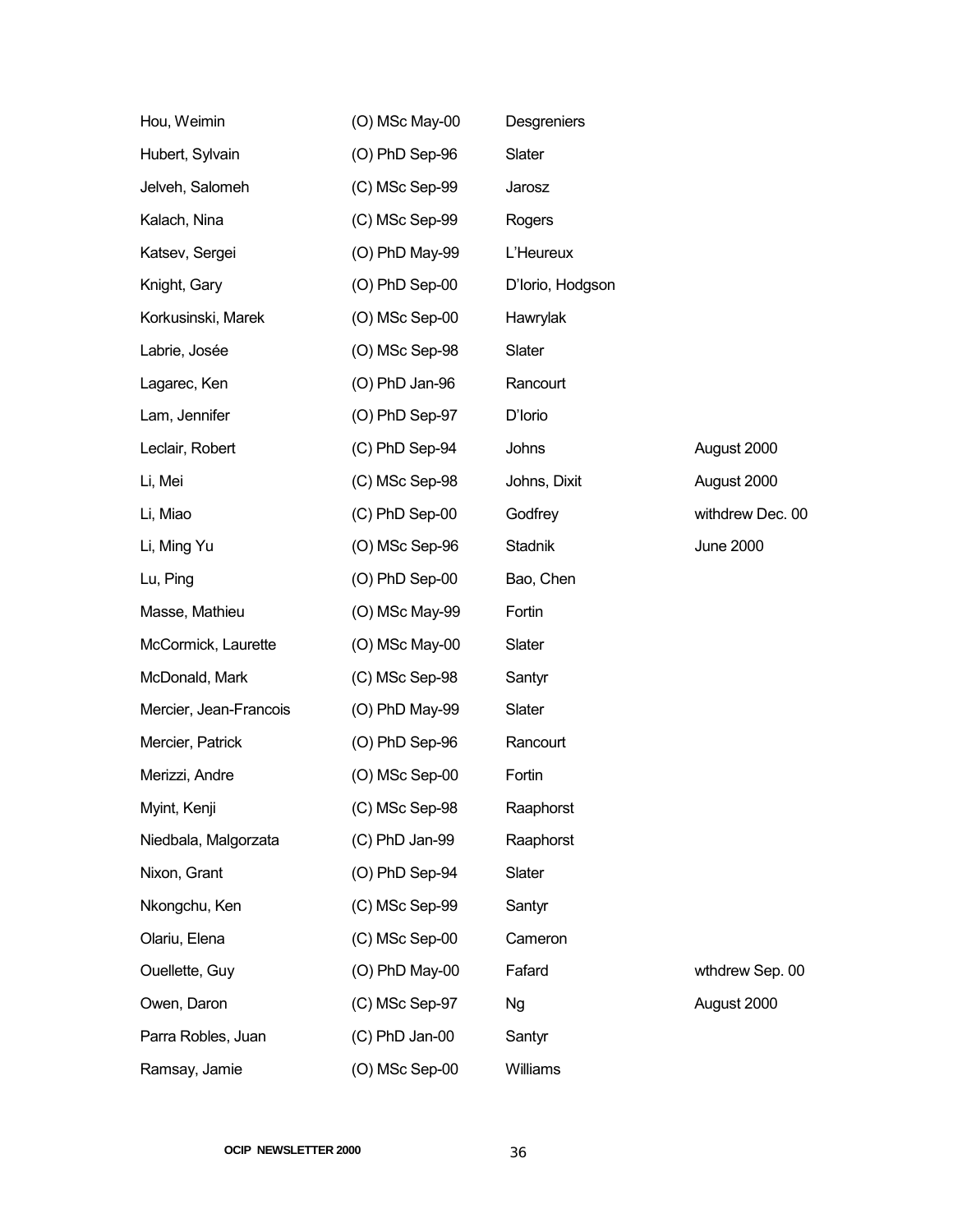| | | | |
|---|---|---|---|
| Hou, Weimin | (O) MSc May-00 | Desgreniers | |
| Hubert, Sylvain | (O) PhD Sep-96 | Slater | |
| Jelveh, Salomeh | (C) MSc Sep-99 | Jarosz | |
| Kalach, Nina | (C) MSc Sep-99 | Rogers | |
| Katsev, Sergei | (O) PhD May-99 | L'Heureux | |
| Knight, Gary | (O) PhD Sep-00 | D'Iorio, Hodgson | |
| Korkusinski, Marek | (O) MSc Sep-00 | Hawrylak | |
| Labrie, Josée | (O) MSc Sep-98 | Slater | |
| Lagarec, Ken | (O) PhD Jan-96 | Rancourt | |
| Lam, Jennifer | (O) PhD Sep-97 | D'Iorio | |
| Leclair, Robert | (C) PhD Sep-94 | Johns | August 2000 |
| Li, Mei | (C) MSc Sep-98 | Johns, Dixit | August 2000 |
| Li, Miao | (C) PhD Sep-00 | Godfrey | withdrew Dec. 00 |
| Li, Ming Yu | (O) MSc Sep-96 | Stadnik | June 2000 |
| Lu, Ping | (O) PhD Sep-00 | Bao, Chen | |
| Masse, Mathieu | (O) MSc May-99 | Fortin | |
| McCormick, Laurette | (O) MSc May-00 | Slater | |
| McDonald, Mark | (C) MSc Sep-98 | Santyr | |
| Mercier, Jean-Francois | (O) PhD May-99 | Slater | |
| Mercier, Patrick | (O) PhD Sep-96 | Rancourt | |
| Merizzi, Andre | (O) MSc Sep-00 | Fortin | |
| Myint, Kenji | (C) MSc Sep-98 | Raaphorst | |
| Niedbala, Malgorzata | (C) PhD Jan-99 | Raaphorst | |
| Nixon, Grant | (O) PhD Sep-94 | Slater | |
| Nkongchu, Ken | (C) MSc Sep-99 | Santyr | |
| Olariu, Elena | (C) MSc Sep-00 | Cameron | |
| Ouellette, Guy | (O) PhD May-00 | Fafard | wthdrew Sep. 00 |
| Owen, Daron | (C) MSc Sep-97 | Ng | August 2000 |
| Parra Robles, Juan | (C) PhD Jan-00 | Santyr | |
| Ramsay, Jamie | (O) MSc Sep-00 | Williams | |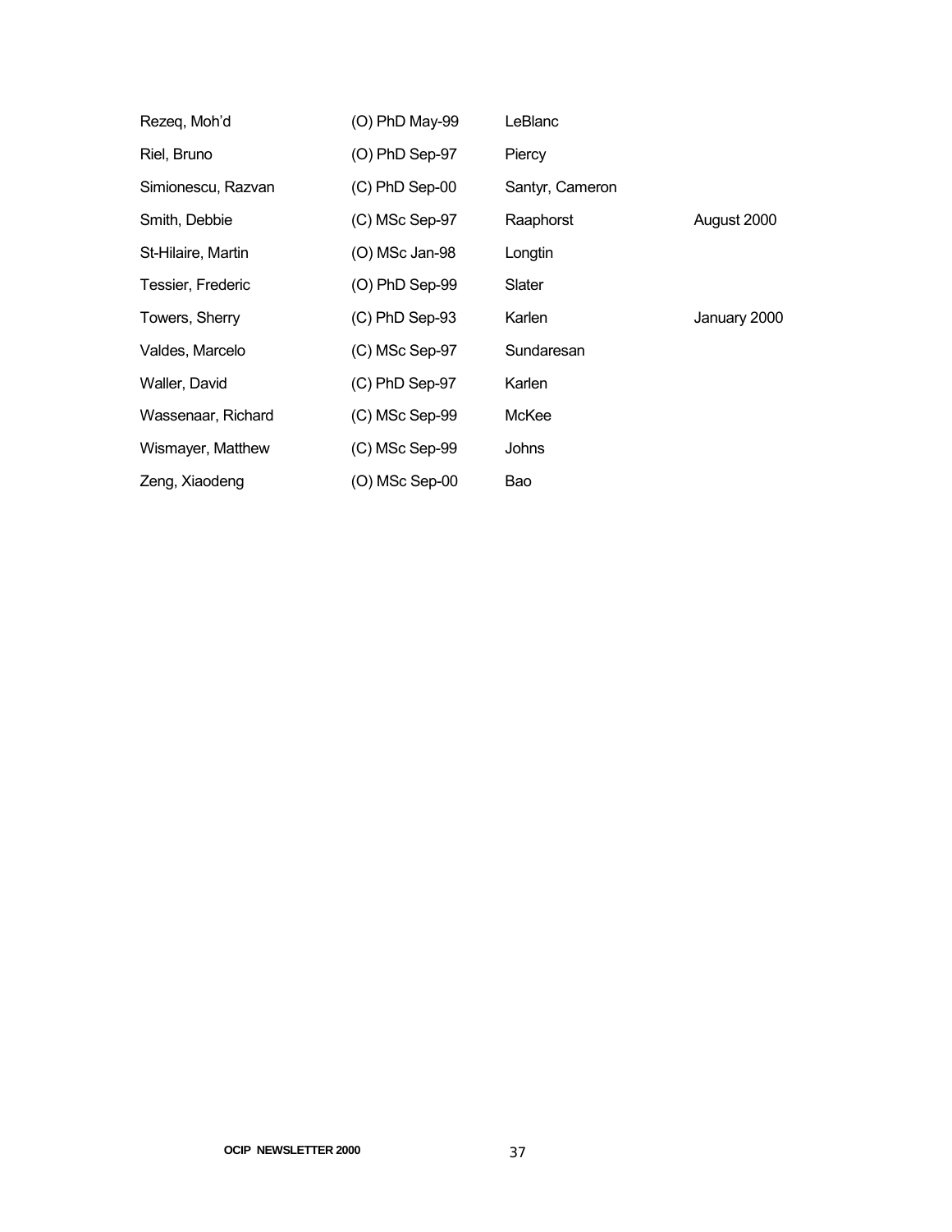| | | | |
|---|---|---|---|
| Rezeq, Moh'd | (O) PhD May-99 | LeBlanc | |
| Riel, Bruno | (O) PhD Sep-97 | Piercy | |
| Simionescu, Razvan | (C) PhD Sep-00 | Santyr, Cameron | |
| Smith, Debbie | (C) MSc Sep-97 | Raaphorst | August 2000 |
| St-Hilaire, Martin | (O) MSc Jan-98 | Longtin | |
| Tessier, Frederic | (O) PhD Sep-99 | Slater | |
| Towers, Sherry | (C) PhD Sep-93 | Karlen | January 2000 |
| Valdes, Marcelo | (C) MSc Sep-97 | Sundaresan | |
| Waller, David | (C) PhD Sep-97 | Karlen | |
| Wassenaar, Richard | (C) MSc Sep-99 | McKee | |
| Wismayer, Matthew | (C) MSc Sep-99 | Johns | |
| Zeng, Xiaodeng | (O) MSc Sep-00 | Bao | |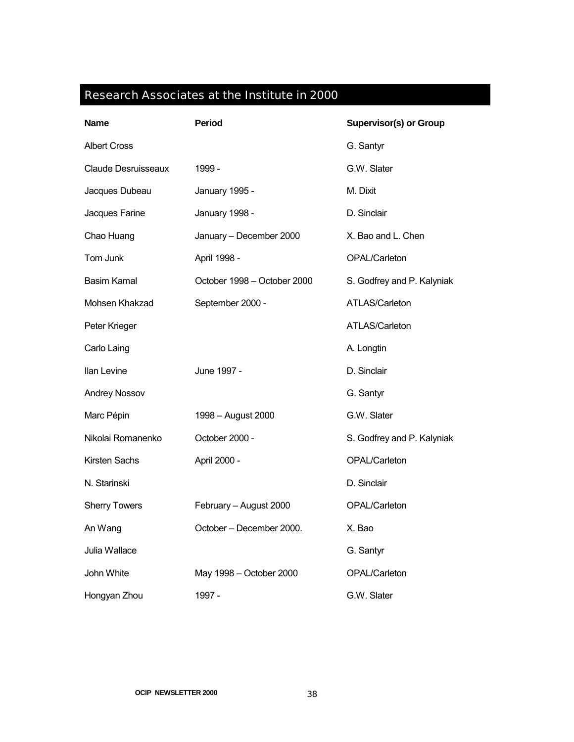## Research Associates at the Institute in 2000

| Name | Period | Supervisor(s) or Group |
|---|---|---|
| Albert Cross | | G. Santyr |
| Claude Desruisseaux | 1999 - | G.W. Slater |
| Jacques Dubeau | January 1995 - | M. Dixit |
| Jacques Farine | January 1998 - | D. Sinclair |
| Chao Huang | January – December 2000 | X. Bao and L. Chen |
| Tom Junk | April 1998 - | OPAL/Carleton |
| Basim Kamal | October 1998 – October 2000 | S. Godfrey and P. Kalyniak |
| Mohsen Khakzad | September 2000 - | ATLAS/Carleton |
| Peter Krieger | | ATLAS/Carleton |
| Carlo Laing | | A. Longtin |
| Ilan Levine | June 1997 - | D. Sinclair |
| Andrey Nossov | | G. Santyr |
| Marc Pépin | 1998 – August 2000 | G.W. Slater |
| Nikolai Romanenko | October 2000 - | S. Godfrey and P. Kalyniak |
| Kirsten Sachs | April 2000 - | OPAL/Carleton |
| N. Starinski | | D. Sinclair |
| Sherry Towers | February – August 2000 | OPAL/Carleton |
| An Wang | October – December 2000. | X. Bao |
| Julia Wallace | | G. Santyr |
| John White | May 1998 – October 2000 | OPAL/Carleton |
| Hongyan Zhou | 1997 - | G.W. Slater |